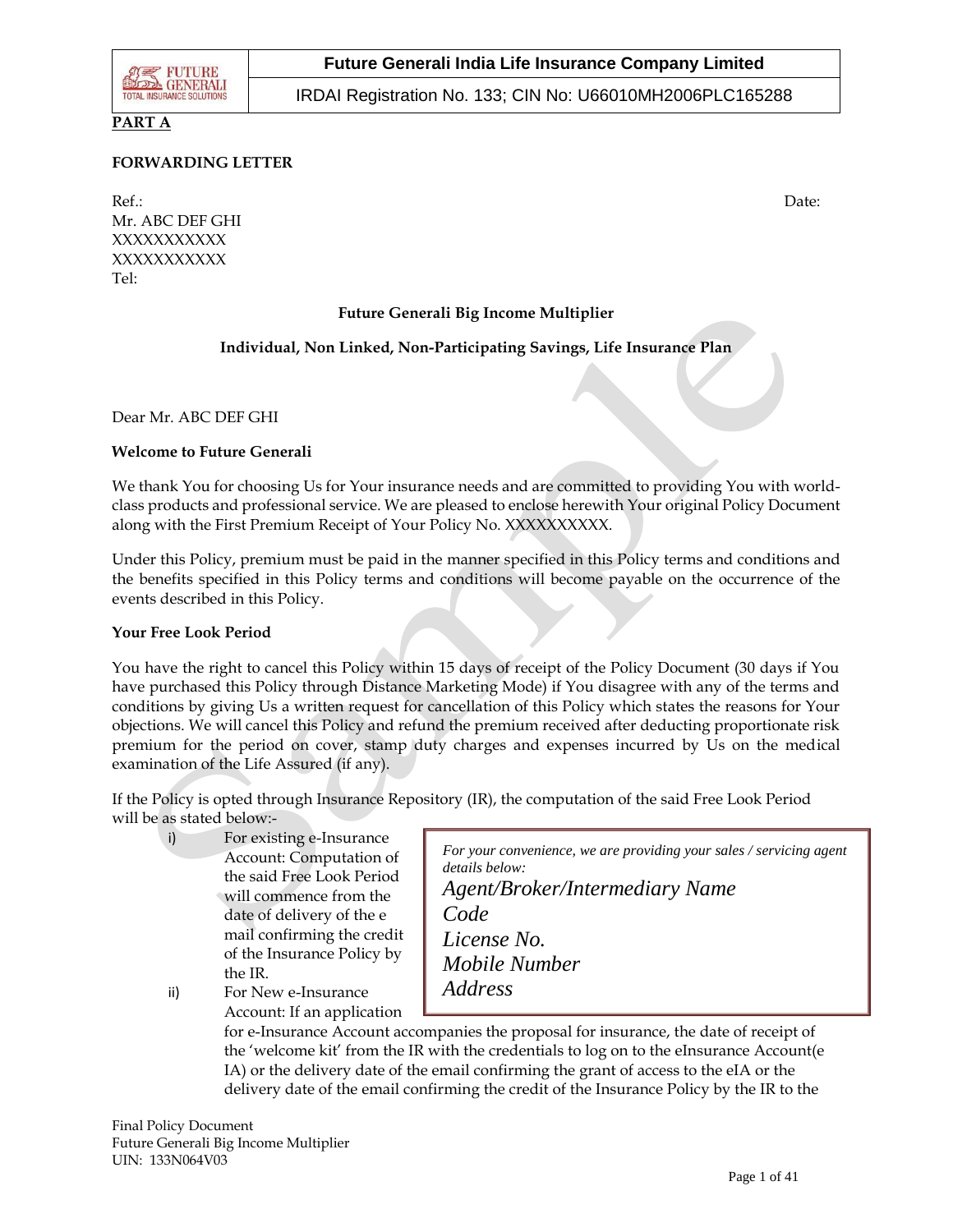**PART A**

**FORWARDING LETTER**

Ref.: Date:

Mr. ABC DEF GHI
XXXXXXXXXXX
XXXXXXXXXXX
Tel:

**Future Generali Big Income Multiplier**

**Individual, Non Linked, Non-Participating Savings, Life Insurance Plan**

Dear Mr. ABC DEF GHI

**Welcome to Future Generali**

We thank You for choosing Us for Your insurance needs and are committed to providing You with world-class products and professional service. We are pleased to enclose herewith Your original Policy Document along with the First Premium Receipt of Your Policy No. XXXXXXXXXX.

Under this Policy, premium must be paid in the manner specified in this Policy terms and conditions and the benefits specified in this Policy terms and conditions will become payable on the occurrence of the events described in this Policy.

**Your Free Look Period**

You have the right to cancel this Policy within 15 days of receipt of the Policy Document (30 days if You have purchased this Policy through Distance Marketing Mode) if You disagree with any of the terms and conditions by giving Us a written request for cancellation of this Policy which states the reasons for Your objections. We will cancel this Policy and refund the premium received after deducting proportionate risk premium for the period on cover, stamp duty charges and expenses incurred by Us on the medical examination of the Life Assured (if any).

If the Policy is opted through Insurance Repository (IR), the computation of the said Free Look Period will be as stated below:-

i) For existing e-Insurance Account: Computation of the said Free Look Period will commence from the date of delivery of the e mail confirming the credit of the Insurance Policy by the IR.

ii) For New e-Insurance Account: If an application for e-Insurance Account accompanies the proposal for insurance, the date of receipt of the 'welcome kit' from the IR with the credentials to log on to the eInsurance Account(e IA) or the delivery date of the email confirming the grant of access to the eIA or the delivery date of the email confirming the credit of the Insurance Policy by the IR to the

> *For your convenience, we are providing your sales / servicing agent details below:*
> *Agent/Broker/Intermediary Name*
> *Code*
> *License No.*
> *Mobile Number*
> *Address*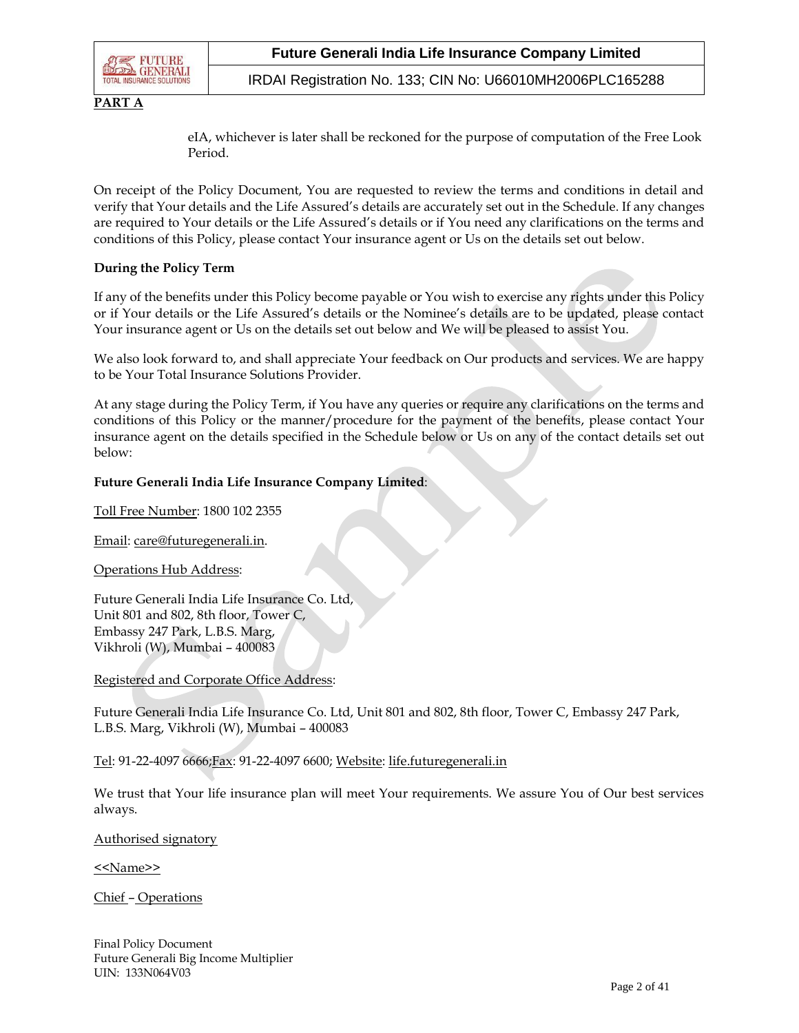**PART A**

eIA, whichever is later shall be reckoned for the purpose of computation of the Free Look Period.

On receipt of the Policy Document, You are requested to review the terms and conditions in detail and verify that Your details and the Life Assured's details are accurately set out in the Schedule. If any changes are required to Your details or the Life Assured's details or if You need any clarifications on the terms and conditions of this Policy, please contact Your insurance agent or Us on the details set out below.

**During the Policy Term**

If any of the benefits under this Policy become payable or You wish to exercise any rights under this Policy or if Your details or the Life Assured's details or the Nominee's details are to be updated, please contact Your insurance agent or Us on the details set out below and We will be pleased to assist You.

We also look forward to, and shall appreciate Your feedback on Our products and services. We are happy to be Your Total Insurance Solutions Provider.

At any stage during the Policy Term, if You have any queries or require any clarifications on the terms and conditions of this Policy or the manner/procedure for the payment of the benefits, please contact Your insurance agent on the details specified in the Schedule below or Us on any of the contact details set out below:

**Future Generali India Life Insurance Company Limited**:

Toll Free Number: 1800 102 2355

Email: care@futuregenerali.in.

Operations Hub Address:

Future Generali India Life Insurance Co. Ltd,
Unit 801 and 802, 8th floor, Tower C,
Embassy 247 Park, L.B.S. Marg,
Vikhroli (W), Mumbai – 400083

Registered and Corporate Office Address:

Future Generali India Life Insurance Co. Ltd, Unit 801 and 802, 8th floor, Tower C, Embassy 247 Park, L.B.S. Marg, Vikhroli (W), Mumbai – 400083

Tel: 91-22-4097 6666;Fax: 91-22-4097 6600; Website: life.futuregenerali.in

We trust that Your life insurance plan will meet Your requirements. We assure You of Our best services always.

Authorised signatory

<<Name>>

Chief – Operations

Final Policy Document
Future Generali Big Income Multiplier
UIN: 133N064V03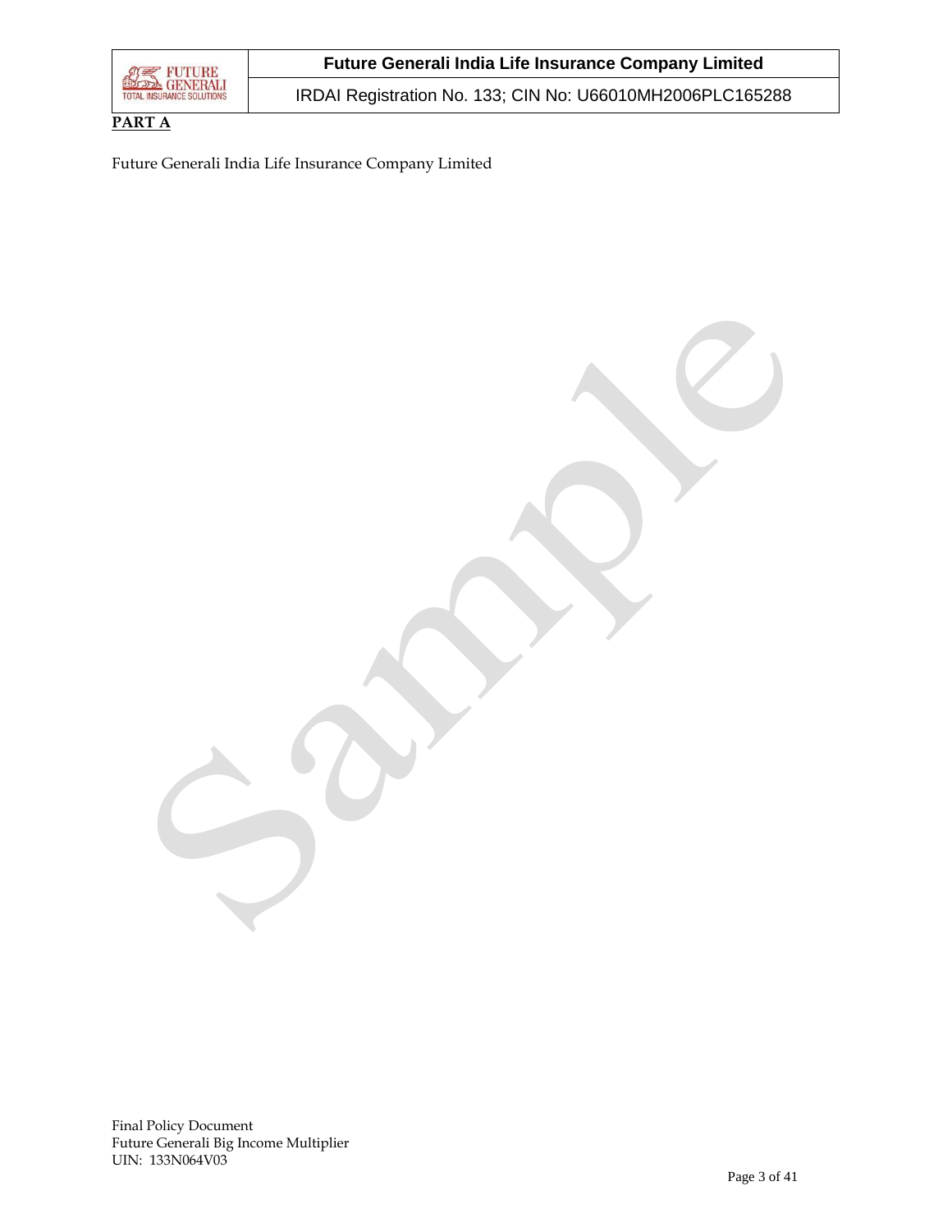**PART A**

Future Generali India Life Insurance Company Limited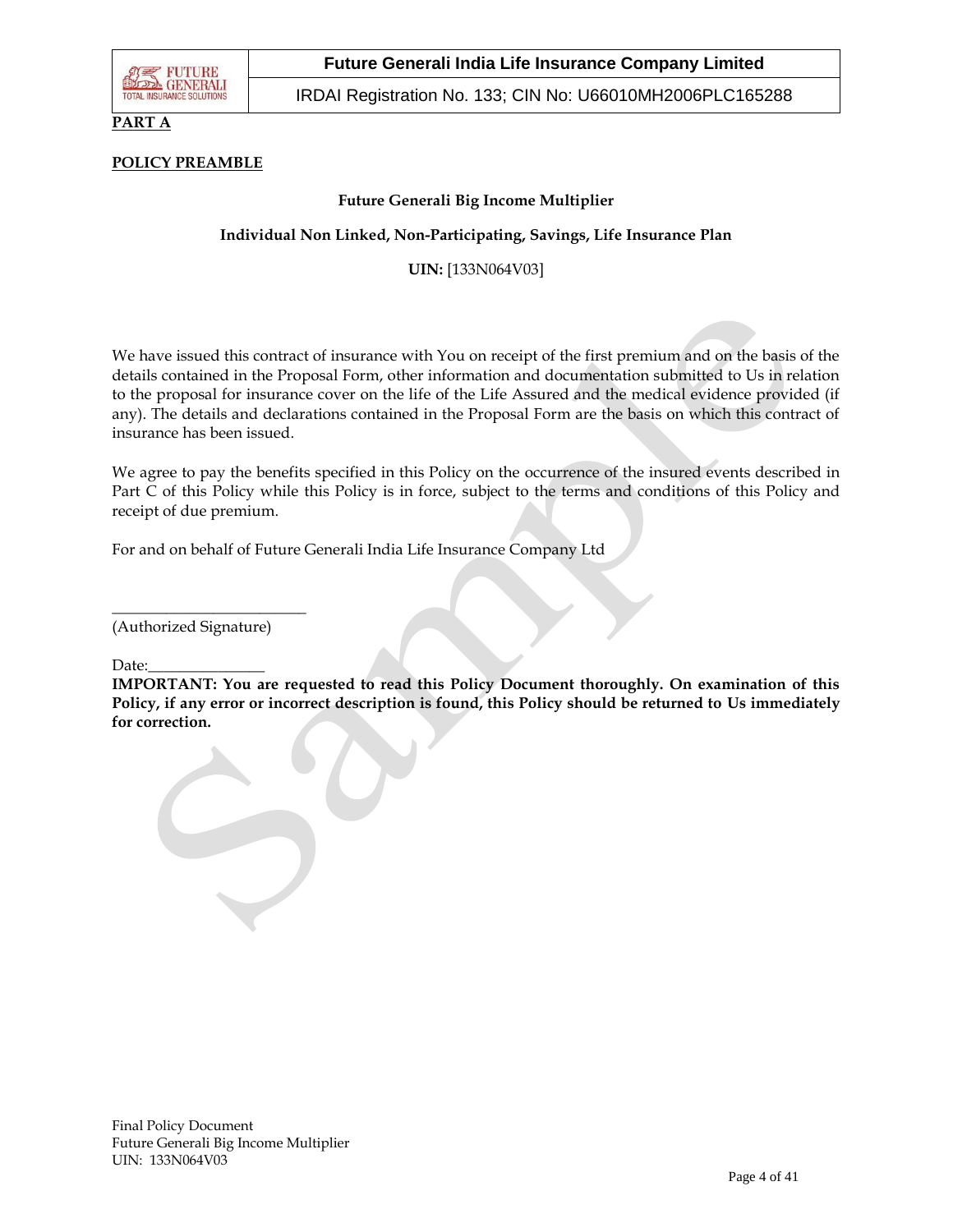**PART A**

**POLICY PREAMBLE**

**Future Generali Big Income Multiplier**

**Individual Non Linked, Non-Participating, Savings, Life Insurance Plan**

**UIN:** [133N064V03]

We have issued this contract of insurance with You on receipt of the first premium and on the basis of the details contained in the Proposal Form, other information and documentation submitted to Us in relation to the proposal for insurance cover on the life of the Life Assured and the medical evidence provided (if any). The details and declarations contained in the Proposal Form are the basis on which this contract of insurance has been issued.

We agree to pay the benefits specified in this Policy on the occurrence of the insured events described in Part C of this Policy while this Policy is in force, subject to the terms and conditions of this Policy and receipt of due premium.

For and on behalf of Future Generali India Life Insurance Company Ltd

_________________________
(Authorized Signature)

Date:_______________

**IMPORTANT: You are requested to read this Policy Document thoroughly. On examination of this Policy, if any error or incorrect description is found, this Policy should be returned to Us immediately for correction.**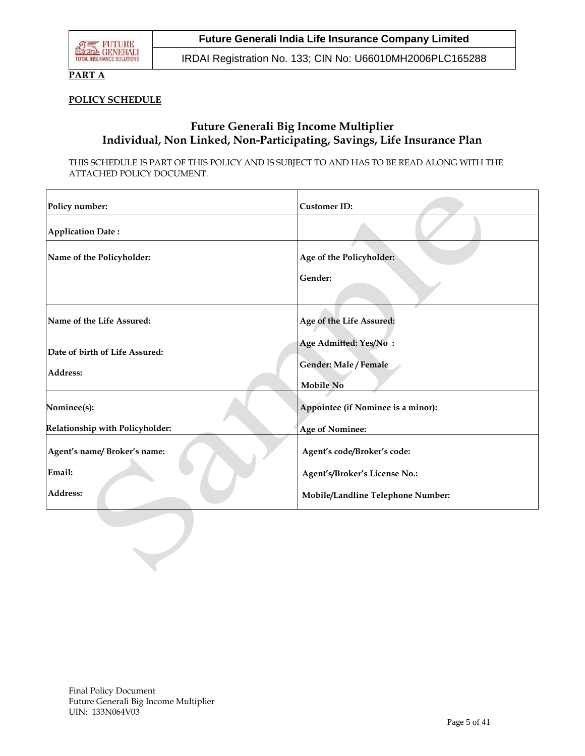**PART A**

**POLICY SCHEDULE**

## Future Generali Big Income Multiplier
## Individual, Non Linked, Non-Participating, Savings, Life Insurance Plan

THIS SCHEDULE IS PART OF THIS POLICY AND IS SUBJECT TO AND HAS TO BE READ ALONG WITH THE ATTACHED POLICY DOCUMENT.

| | |
|---|---|
| **Policy number:** | **Customer ID:** |
| **Application Date :** | |
| **Name of the Policyholder:** | **Age of the Policyholder:**<br>**Gender:** |
| **Name of the Life Assured:**<br>**Date of birth of Life Assured:**<br>**Address:** | **Age of the Life Assured:**<br>**Age Admitted: Yes/No :**<br>**Gender: Male / Female**<br>**Mobile No** |
| **Nominee(s):**<br>**Relationship with Policyholder:** | **Appointee (if Nominee is a minor):**<br>**Age of Nominee:** |
| **Agent's name/ Broker's name:**<br>**Email:**<br>**Address:** | **Agent's code/Broker's code:**<br>**Agent's/Broker's License No.:**<br>**Mobile/Landline Telephone Number:** |

Final Policy Document
Future Generali Big Income Multiplier
UIN: 133N064V03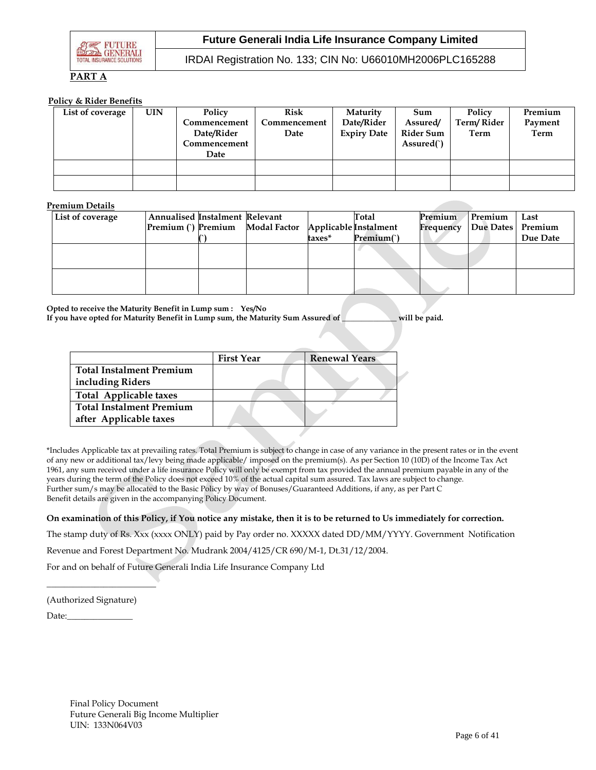**PART A**

**Policy & Rider Benefits**

| List of coverage | UIN | Policy Commencement Date/Rider Commencement Date | Risk Commencement Date | Maturity Date/Rider Expiry Date | Sum Assured/ Rider Sum Assured(`) | Policy Term/ Rider Term | Premium Payment Term |
|---|---|---|---|---|---|---|---|
| | | | | | | | |
| | | | | | | | |

**Premium Details**

| List of coverage | Annualised Premium (`) | Instalment Premium (`) | Relevant Modal Factor | Applicable taxes* | Total Instalment Premium(`) | Premium Frequency | Premium Due Dates | Last Premium Due Date |
|---|---|---|---|---|---|---|---|---|
| | | | | | | | | |
| | | | | | | | | |

**Opted to receive the Maturity Benefit in Lump sum : Yes/No**
**If you have opted for Maturity Benefit in Lump sum, the Maturity Sum Assured of \_\_\_\_\_\_\_\_\_\_\_\_\_ will be paid.**

| | First Year | Renewal Years |
|---|---|---|
| **Total Instalment Premium including Riders** | | |
| **Total Applicable taxes** | | |
| **Total Instalment Premium after Applicable taxes** | | |

*Includes Applicable tax at prevailing rates. Total Premium is subject to change in case of any variance in the present rates or in the event of any new or additional tax/levy being made applicable/ imposed on the premium(s). As per Section 10 (10D) of the Income Tax Act 1961, any sum received under a life insurance Policy will only be exempt from tax provided the annual premium payable in any of the years during the term of the Policy does not exceed 10% of the actual capital sum assured. Tax laws are subject to change.
Further sum/s may be allocated to the Basic Policy by way of Bonuses/Guaranteed Additions, if any, as per Part C
Benefit details are given in the accompanying Policy Document.

**On examination of this Policy, if You notice any mistake, then it is to be returned to Us immediately for correction.**

The stamp duty of Rs. Xxx (xxxx ONLY) paid by Pay order no. XXXXX dated DD/MM/YYYY. Government Notification

Revenue and Forest Department No. Mudrank 2004/4125/CR 690/M-1, Dt.31/12/2004.

For and on behalf of Future Generali India Life Insurance Company Ltd

\_\_\_\_\_\_\_\_\_\_\_\_\_\_\_\_\_\_\_\_\_\_\_\_

(Authorized Signature)

Date:\_\_\_\_\_\_\_\_\_\_\_\_\_\_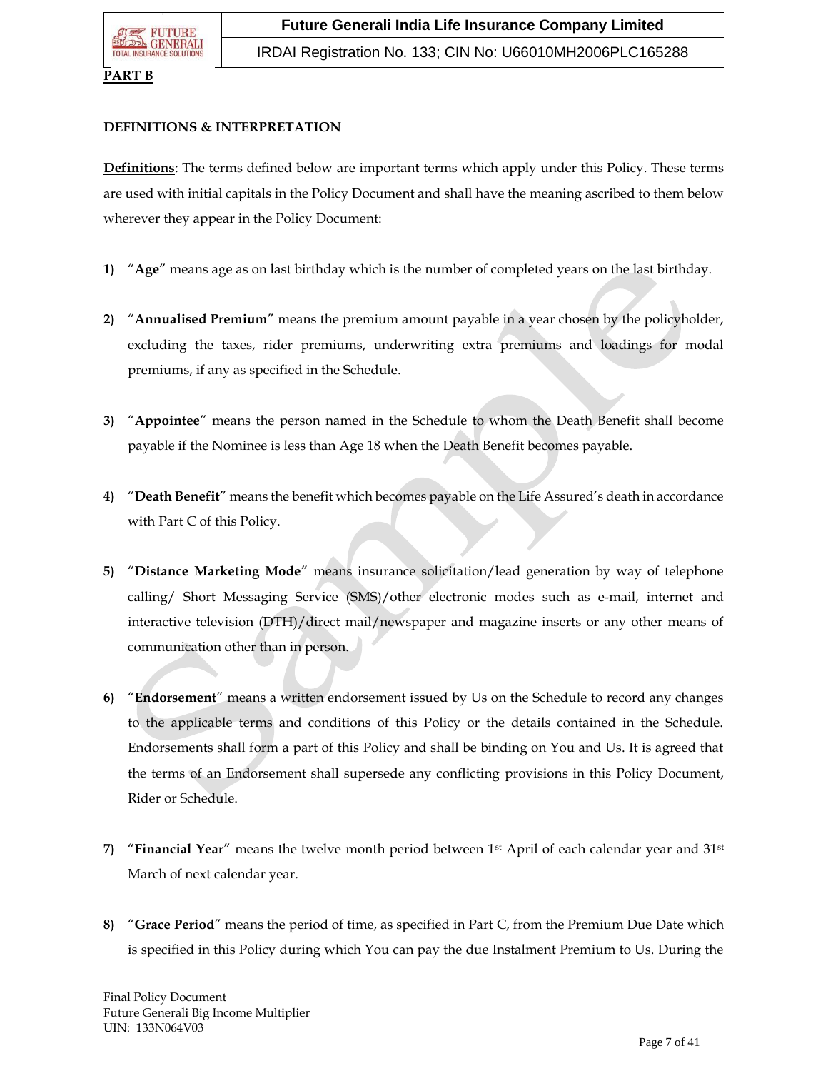**PART B**

**DEFINITIONS & INTERPRETATION**

**Definitions**: The terms defined below are important terms which apply under this Policy. These terms are used with initial capitals in the Policy Document and shall have the meaning ascribed to them below wherever they appear in the Policy Document:

1) "**Age**" means age as on last birthday which is the number of completed years on the last birthday.

2) "**Annualised Premium**" means the premium amount payable in a year chosen by the policyholder, excluding the taxes, rider premiums, underwriting extra premiums and loadings for modal premiums, if any as specified in the Schedule.

3) "**Appointee**" means the person named in the Schedule to whom the Death Benefit shall become payable if the Nominee is less than Age 18 when the Death Benefit becomes payable.

4) "**Death Benefit**" means the benefit which becomes payable on the Life Assured's death in accordance with Part C of this Policy.

5) "**Distance Marketing Mode**" means insurance solicitation/lead generation by way of telephone calling/ Short Messaging Service (SMS)/other electronic modes such as e-mail, internet and interactive television (DTH)/direct mail/newspaper and magazine inserts or any other means of communication other than in person.

6) "**Endorsement**" means a written endorsement issued by Us on the Schedule to record any changes to the applicable terms and conditions of this Policy or the details contained in the Schedule. Endorsements shall form a part of this Policy and shall be binding on You and Us. It is agreed that the terms of an Endorsement shall supersede any conflicting provisions in this Policy Document, Rider or Schedule.

7) "**Financial Year**" means the twelve month period between 1st April of each calendar year and 31st March of next calendar year.

8) "**Grace Period**" means the period of time, as specified in Part C, from the Premium Due Date which is specified in this Policy during which You can pay the due Instalment Premium to Us. During the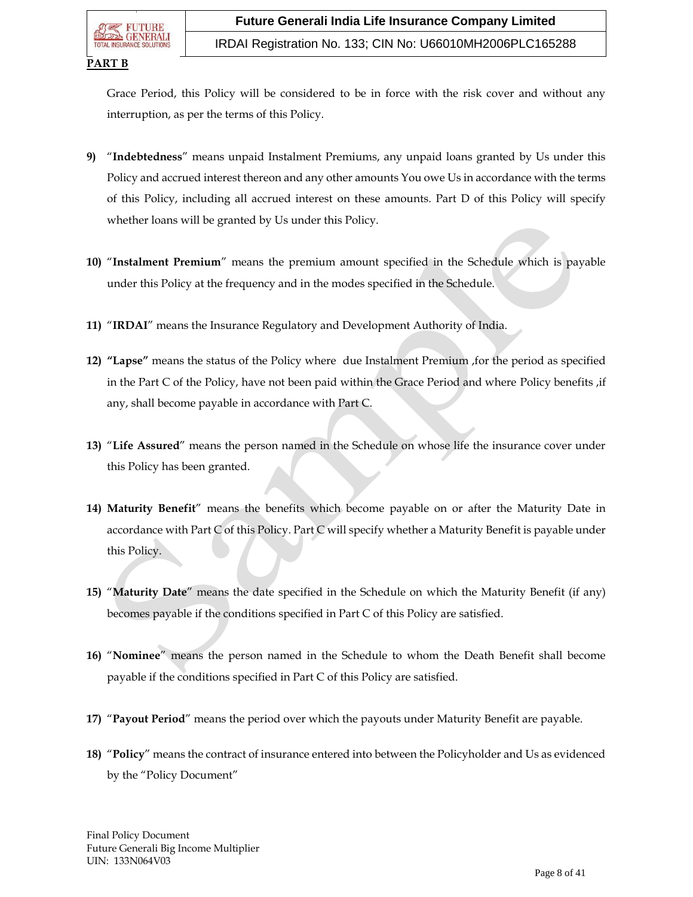**PART B**

Grace Period, this Policy will be considered to be in force with the risk cover and without any interruption, as per the terms of this Policy.

9) "**Indebtedness**" means unpaid Instalment Premiums, any unpaid loans granted by Us under this Policy and accrued interest thereon and any other amounts You owe Us in accordance with the terms of this Policy, including all accrued interest on these amounts. Part D of this Policy will specify whether loans will be granted by Us under this Policy.

10) "**Instalment Premium**" means the premium amount specified in the Schedule which is payable under this Policy at the frequency and in the modes specified in the Schedule.

11) "**IRDAI**" means the Insurance Regulatory and Development Authority of India.

12) **"Lapse"** means the status of the Policy where due Instalment Premium ,for the period as specified in the Part C of the Policy, have not been paid within the Grace Period and where Policy benefits ,if any, shall become payable in accordance with Part C.

13) "**Life Assured**" means the person named in the Schedule on whose life the insurance cover under this Policy has been granted.

14) **Maturity Benefit**" means the benefits which become payable on or after the Maturity Date in accordance with Part C of this Policy. Part C will specify whether a Maturity Benefit is payable under this Policy.

15) "**Maturity Date**" means the date specified in the Schedule on which the Maturity Benefit (if any) becomes payable if the conditions specified in Part C of this Policy are satisfied.

16) "**Nominee**" means the person named in the Schedule to whom the Death Benefit shall become payable if the conditions specified in Part C of this Policy are satisfied.

17) "**Payout Period**" means the period over which the payouts under Maturity Benefit are payable.

18) "**Policy**" means the contract of insurance entered into between the Policyholder and Us as evidenced by the "Policy Document"

Final Policy Document
Future Generali Big Income Multiplier
UIN: 133N064V03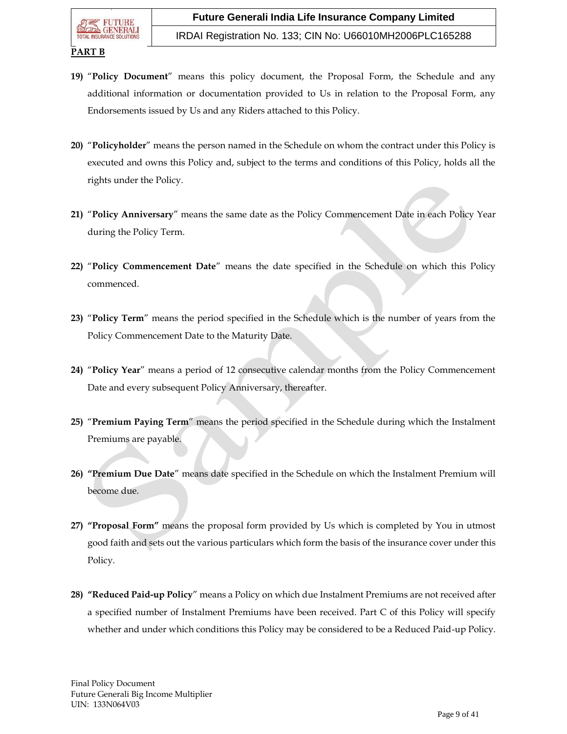**PART B**

19) "**Policy Document**" means this policy document, the Proposal Form, the Schedule and any additional information or documentation provided to Us in relation to the Proposal Form, any Endorsements issued by Us and any Riders attached to this Policy.

20) "**Policyholder**" means the person named in the Schedule on whom the contract under this Policy is executed and owns this Policy and, subject to the terms and conditions of this Policy, holds all the rights under the Policy.

21) "**Policy Anniversary**" means the same date as the Policy Commencement Date in each Policy Year during the Policy Term.

22) "**Policy Commencement Date**" means the date specified in the Schedule on which this Policy commenced.

23) "**Policy Term**" means the period specified in the Schedule which is the number of years from the Policy Commencement Date to the Maturity Date.

24) "**Policy Year**" means a period of 12 consecutive calendar months from the Policy Commencement Date and every subsequent Policy Anniversary, thereafter.

25) "**Premium Paying Term**" means the period specified in the Schedule during which the Instalment Premiums are payable.

26) **"Premium Due Date**" means date specified in the Schedule on which the Instalment Premium will become due.

27) **"Proposal Form"** means the proposal form provided by Us which is completed by You in utmost good faith and sets out the various particulars which form the basis of the insurance cover under this Policy.

28) **"Reduced Paid-up Policy**" means a Policy on which due Instalment Premiums are not received after a specified number of Instalment Premiums have been received. Part C of this Policy will specify whether and under which conditions this Policy may be considered to be a Reduced Paid-up Policy.

Final Policy Document
Future Generali Big Income Multiplier
UIN: 133N064V03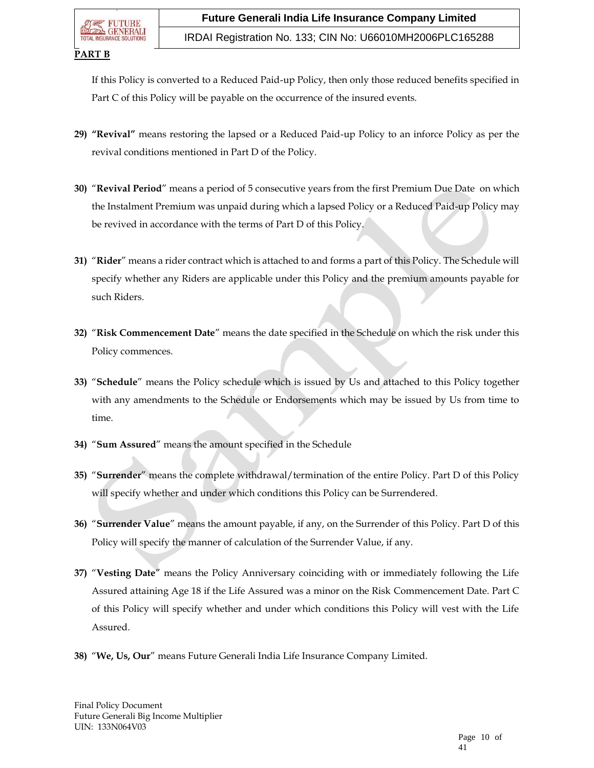**PART B**

If this Policy is converted to a Reduced Paid-up Policy, then only those reduced benefits specified in Part C of this Policy will be payable on the occurrence of the insured events.

29) **"Revival"** means restoring the lapsed or a Reduced Paid-up Policy to an inforce Policy as per the revival conditions mentioned in Part D of the Policy.

30) "**Revival Period**" means a period of 5 consecutive years from the first Premium Due Date on which the Instalment Premium was unpaid during which a lapsed Policy or a Reduced Paid-up Policy may be revived in accordance with the terms of Part D of this Policy.

31) "**Rider**" means a rider contract which is attached to and forms a part of this Policy. The Schedule will specify whether any Riders are applicable under this Policy and the premium amounts payable for such Riders.

32) "**Risk Commencement Date**" means the date specified in the Schedule on which the risk under this Policy commences.

33) "**Schedule**" means the Policy schedule which is issued by Us and attached to this Policy together with any amendments to the Schedule or Endorsements which may be issued by Us from time to time.

34) "**Sum Assured**" means the amount specified in the Schedule

35) "**Surrender**" means the complete withdrawal/termination of the entire Policy. Part D of this Policy will specify whether and under which conditions this Policy can be Surrendered.

36) "**Surrender Value**" means the amount payable, if any, on the Surrender of this Policy. Part D of this Policy will specify the manner of calculation of the Surrender Value, if any.

37) "**Vesting Date**" means the Policy Anniversary coinciding with or immediately following the Life Assured attaining Age 18 if the Life Assured was a minor on the Risk Commencement Date. Part C of this Policy will specify whether and under which conditions this Policy will vest with the Life Assured.

38) "**We, Us, Our**" means Future Generali India Life Insurance Company Limited.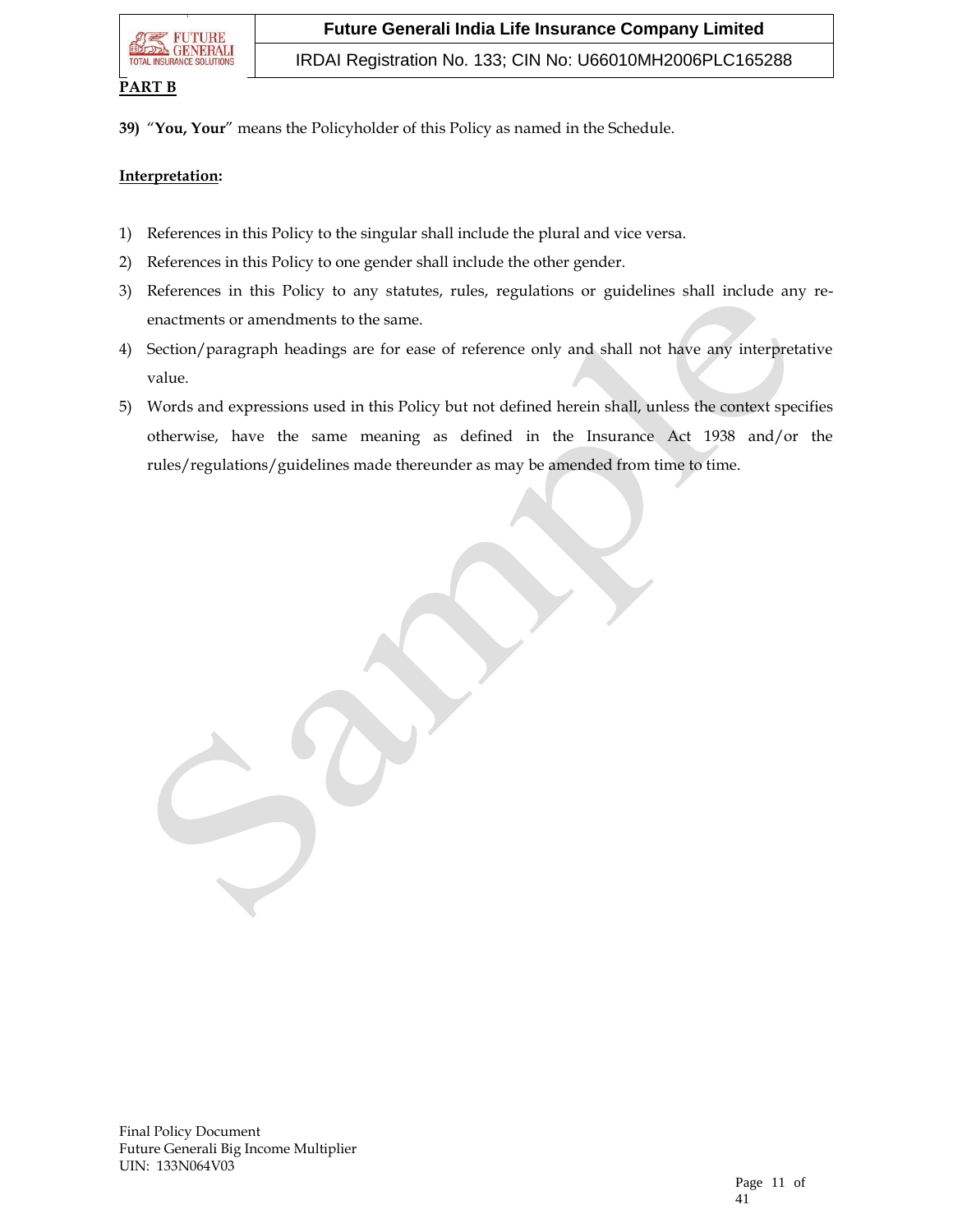**PART B**

39) "**You, Your**" means the Policyholder of this Policy as named in the Schedule.

**Interpretation:**

1) References in this Policy to the singular shall include the plural and vice versa.
2) References in this Policy to one gender shall include the other gender.
3) References in this Policy to any statutes, rules, regulations or guidelines shall include any re-enactments or amendments to the same.
4) Section/paragraph headings are for ease of reference only and shall not have any interpretative value.
5) Words and expressions used in this Policy but not defined herein shall, unless the context specifies otherwise, have the same meaning as defined in the Insurance Act 1938 and/or the rules/regulations/guidelines made thereunder as may be amended from time to time.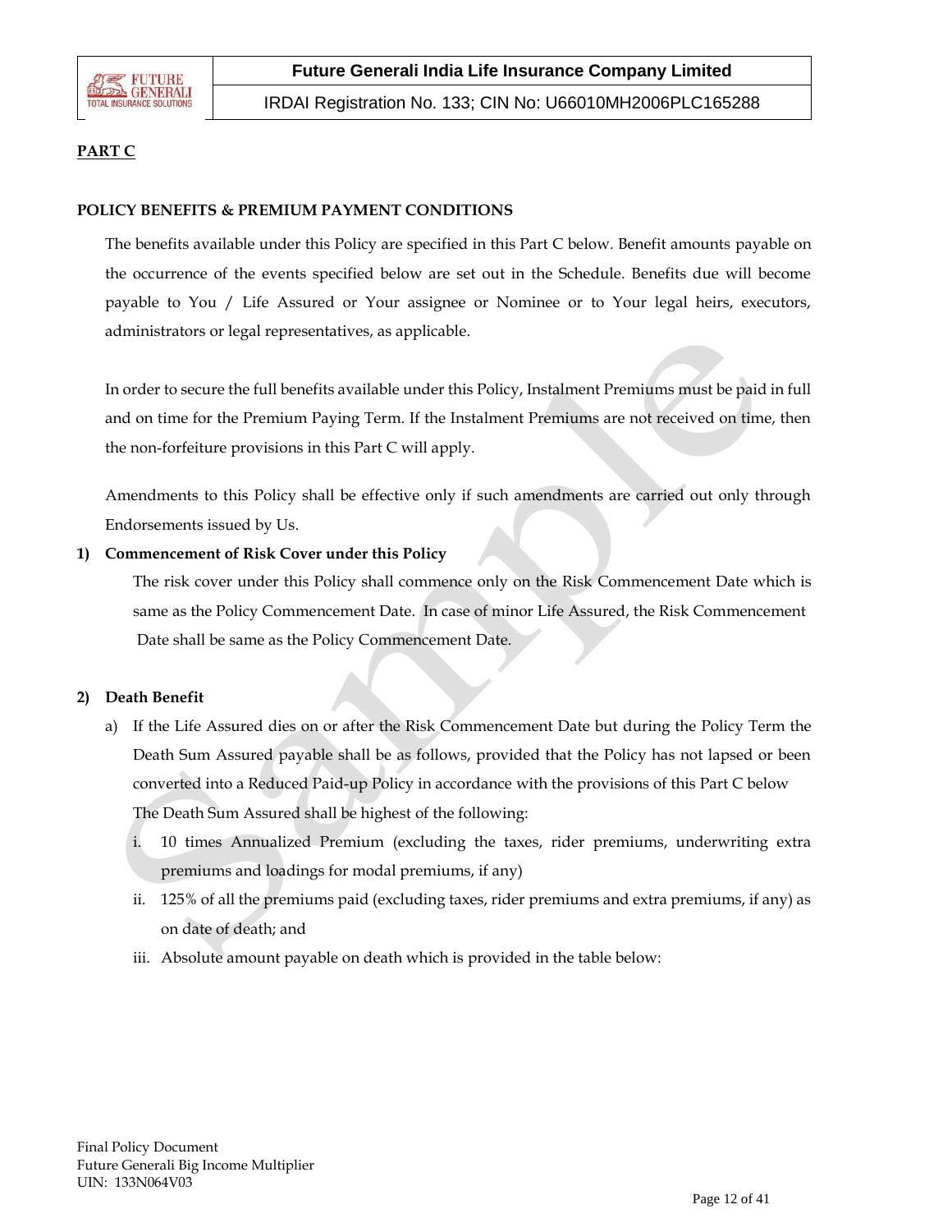**PART C**

**POLICY BENEFITS & PREMIUM PAYMENT CONDITIONS**

The benefits available under this Policy are specified in this Part C below. Benefit amounts payable on the occurrence of the events specified below are set out in the Schedule. Benefits due will become payable to You / Life Assured or Your assignee or Nominee or to Your legal heirs, executors, administrators or legal representatives, as applicable.

In order to secure the full benefits available under this Policy, Instalment Premiums must be paid in full and on time for the Premium Paying Term. If the Instalment Premiums are not received on time, then the non-forfeiture provisions in this Part C will apply.

Amendments to this Policy shall be effective only if such amendments are carried out only through Endorsements issued by Us.

1) **Commencement of Risk Cover under this Policy**

   The risk cover under this Policy shall commence only on the Risk Commencement Date which is same as the Policy Commencement Date. In case of minor Life Assured, the Risk Commencement Date shall be same as the Policy Commencement Date.

2) **Death Benefit**

   a) If the Life Assured dies on or after the Risk Commencement Date but during the Policy Term the Death Sum Assured payable shall be as follows, provided that the Policy has not lapsed or been converted into a Reduced Paid-up Policy in accordance with the provisions of this Part C below

      The Death Sum Assured shall be highest of the following:

      i. 10 times Annualized Premium (excluding the taxes, rider premiums, underwriting extra premiums and loadings for modal premiums, if any)

      ii. 125% of all the premiums paid (excluding taxes, rider premiums and extra premiums, if any) as on date of death; and

      iii. Absolute amount payable on death which is provided in the table below: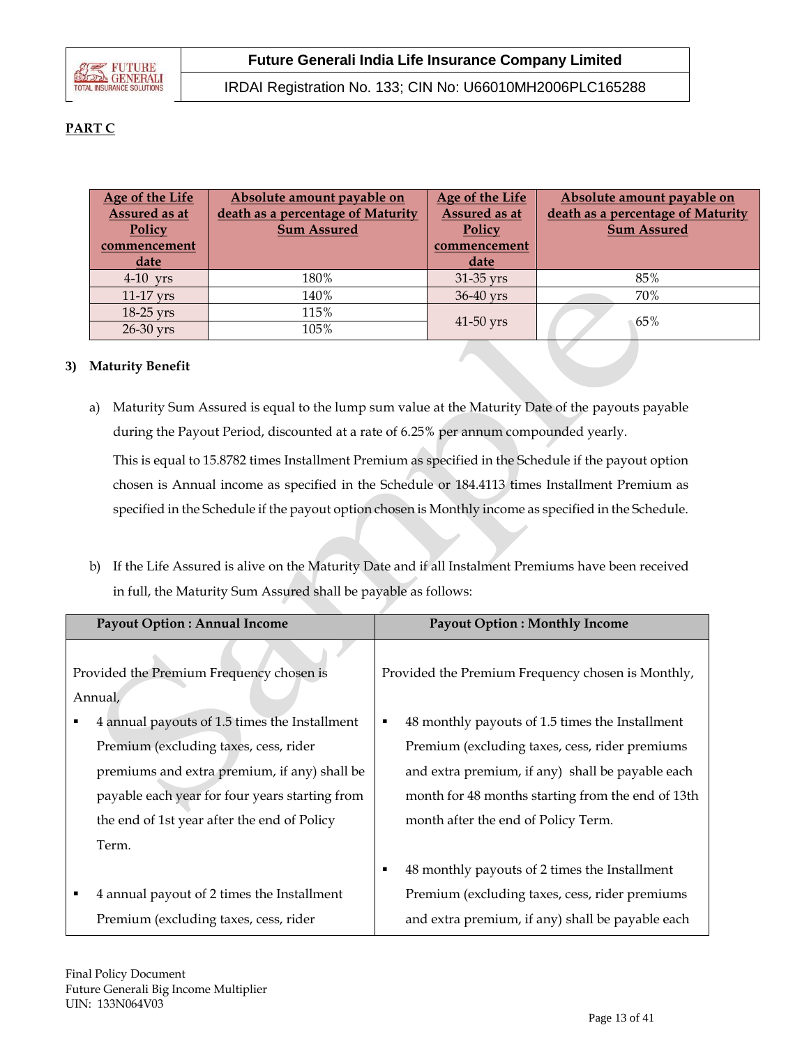**PART C**

| Age of the Life Assured as at Policy commencement date | Absolute amount payable on death as a percentage of Maturity Sum Assured | Age of the Life Assured as at Policy commencement date | Absolute amount payable on death as a percentage of Maturity Sum Assured |
|---|---|---|---|
| 4-10 yrs | 180% | 31-35 yrs | 85% |
| 11-17 yrs | 140% | 36-40 yrs | 70% |
| 18-25 yrs | 115% | 41-50 yrs | 65% |
| 26-30 yrs | 105% | | |

**3) Maturity Benefit**

a) Maturity Sum Assured is equal to the lump sum value at the Maturity Date of the payouts payable during the Payout Period, discounted at a rate of 6.25% per annum compounded yearly.

This is equal to 15.8782 times Installment Premium as specified in the Schedule if the payout option chosen is Annual income as specified in the Schedule or 184.4113 times Installment Premium as specified in the Schedule if the payout option chosen is Monthly income as specified in the Schedule.

b) If the Life Assured is alive on the Maturity Date and if all Instalment Premiums have been received in full, the Maturity Sum Assured shall be payable as follows:

| Payout Option : Annual Income | Payout Option : Monthly Income |
|---|---|
| Provided the Premium Frequency chosen is Annual,<br>▪ 4 annual payouts of 1.5 times the Installment Premium (excluding taxes, cess, rider premiums and extra premium, if any) shall be payable each year for four years starting from the end of 1st year after the end of Policy Term.<br>▪ 4 annual payout of 2 times the Installment Premium (excluding taxes, cess, rider | Provided the Premium Frequency chosen is Monthly,<br>▪ 48 monthly payouts of 1.5 times the Installment Premium (excluding taxes, cess, rider premiums and extra premium, if any) shall be payable each month for 48 months starting from the end of 13th month after the end of Policy Term.<br>▪ 48 monthly payouts of 2 times the Installment Premium (excluding taxes, cess, rider premiums and extra premium, if any) shall be payable each |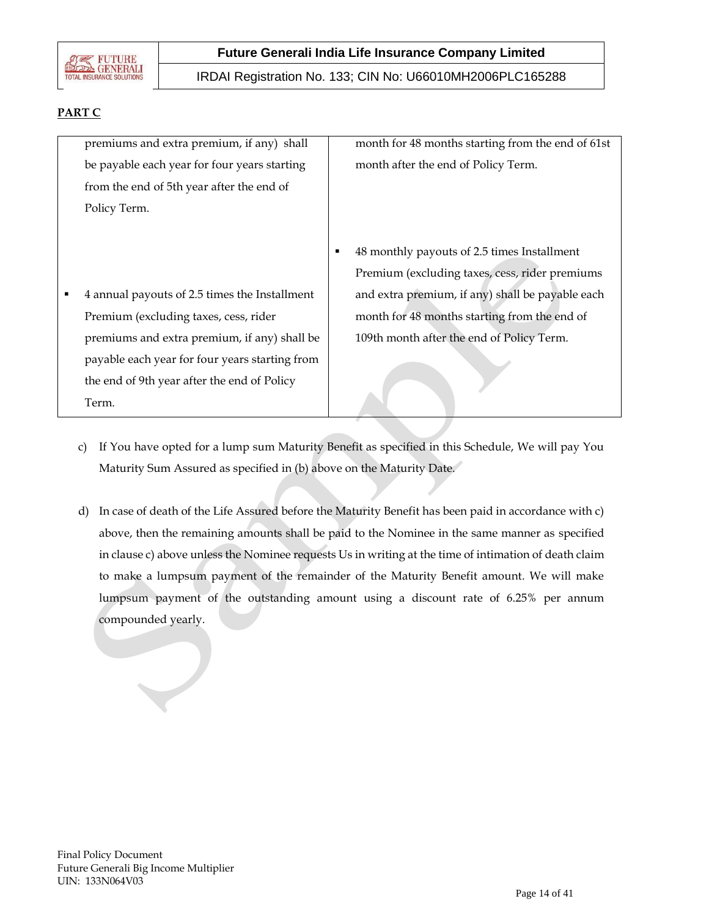## PART C

| | |
|---|---|
| premiums and extra premium, if any) shall be payable each year for four years starting from the end of 5th year after the end of Policy Term. | month for 48 months starting from the end of 61st month after the end of Policy Term. |
| ▪ 4 annual payouts of 2.5 times the Installment Premium (excluding taxes, cess, rider premiums and extra premium, if any) shall be payable each year for four years starting from the end of 9th year after the end of Policy Term. | ▪ 48 monthly payouts of 2.5 times Installment Premium (excluding taxes, cess, rider premiums and extra premium, if any) shall be payable each month for 48 months starting from the end of 109th month after the end of Policy Term. |

c) If You have opted for a lump sum Maturity Benefit as specified in this Schedule, We will pay You Maturity Sum Assured as specified in (b) above on the Maturity Date.

d) In case of death of the Life Assured before the Maturity Benefit has been paid in accordance with c) above, then the remaining amounts shall be paid to the Nominee in the same manner as specified in clause c) above unless the Nominee requests Us in writing at the time of intimation of death claim to make a lumpsum payment of the remainder of the Maturity Benefit amount. We will make lumpsum payment of the outstanding amount using a discount rate of 6.25% per annum compounded yearly.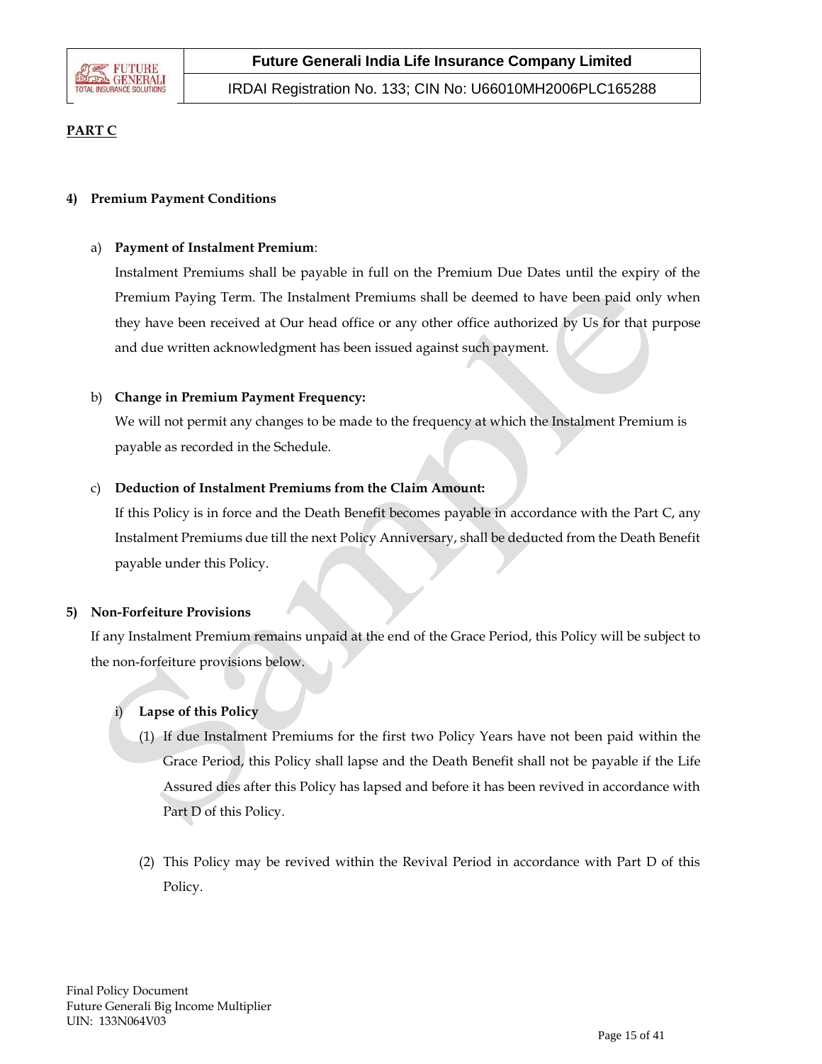**PART C**

**4) Premium Payment Conditions**

a) **Payment of Instalment Premium**:

Instalment Premiums shall be payable in full on the Premium Due Dates until the expiry of the Premium Paying Term. The Instalment Premiums shall be deemed to have been paid only when they have been received at Our head office or any other office authorized by Us for that purpose and due written acknowledgment has been issued against such payment.

b) **Change in Premium Payment Frequency:**

We will not permit any changes to be made to the frequency at which the Instalment Premium is payable as recorded in the Schedule.

c) **Deduction of Instalment Premiums from the Claim Amount:**

If this Policy is in force and the Death Benefit becomes payable in accordance with the Part C, any Instalment Premiums due till the next Policy Anniversary, shall be deducted from the Death Benefit payable under this Policy.

**5) Non-Forfeiture Provisions**

If any Instalment Premium remains unpaid at the end of the Grace Period, this Policy will be subject to the non-forfeiture provisions below.

i) **Lapse of this Policy**

(1) If due Instalment Premiums for the first two Policy Years have not been paid within the Grace Period, this Policy shall lapse and the Death Benefit shall not be payable if the Life Assured dies after this Policy has lapsed and before it has been revived in accordance with Part D of this Policy.

(2) This Policy may be revived within the Revival Period in accordance with Part D of this Policy.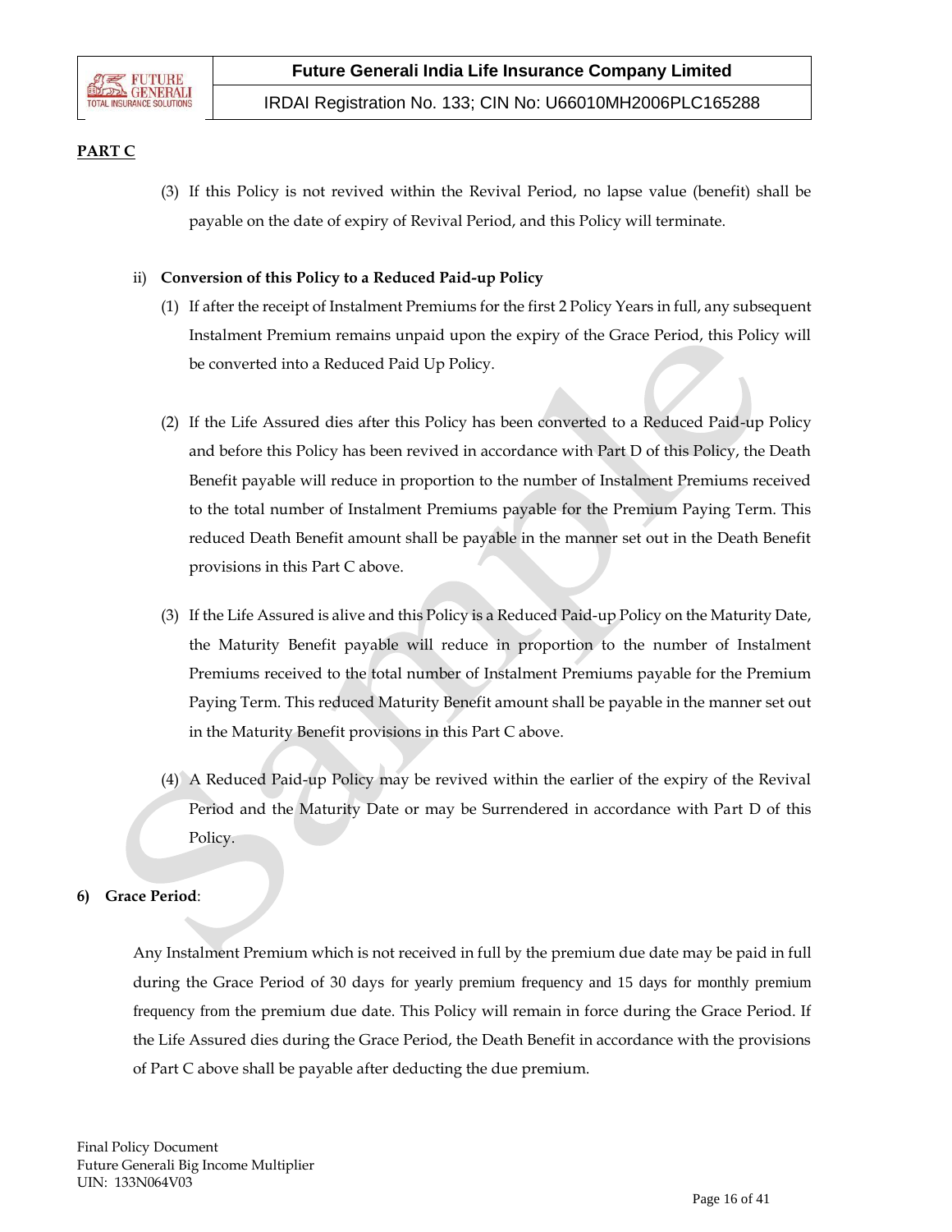**PART C**

(3) If this Policy is not revived within the Revival Period, no lapse value (benefit) shall be payable on the date of expiry of Revival Period, and this Policy will terminate.

ii) **Conversion of this Policy to a Reduced Paid-up Policy**

(1) If after the receipt of Instalment Premiums for the first 2 Policy Years in full, any subsequent Instalment Premium remains unpaid upon the expiry of the Grace Period, this Policy will be converted into a Reduced Paid Up Policy.

(2) If the Life Assured dies after this Policy has been converted to a Reduced Paid-up Policy and before this Policy has been revived in accordance with Part D of this Policy, the Death Benefit payable will reduce in proportion to the number of Instalment Premiums received to the total number of Instalment Premiums payable for the Premium Paying Term. This reduced Death Benefit amount shall be payable in the manner set out in the Death Benefit provisions in this Part C above.

(3) If the Life Assured is alive and this Policy is a Reduced Paid-up Policy on the Maturity Date, the Maturity Benefit payable will reduce in proportion to the number of Instalment Premiums received to the total number of Instalment Premiums payable for the Premium Paying Term. This reduced Maturity Benefit amount shall be payable in the manner set out in the Maturity Benefit provisions in this Part C above.

(4) A Reduced Paid-up Policy may be revived within the earlier of the expiry of the Revival Period and the Maturity Date or may be Surrendered in accordance with Part D of this Policy.

**6) Grace Period**:

Any Instalment Premium which is not received in full by the premium due date may be paid in full during the Grace Period of 30 days for yearly premium frequency and 15 days for monthly premium frequency from the premium due date. This Policy will remain in force during the Grace Period. If the Life Assured dies during the Grace Period, the Death Benefit in accordance with the provisions of Part C above shall be payable after deducting the due premium.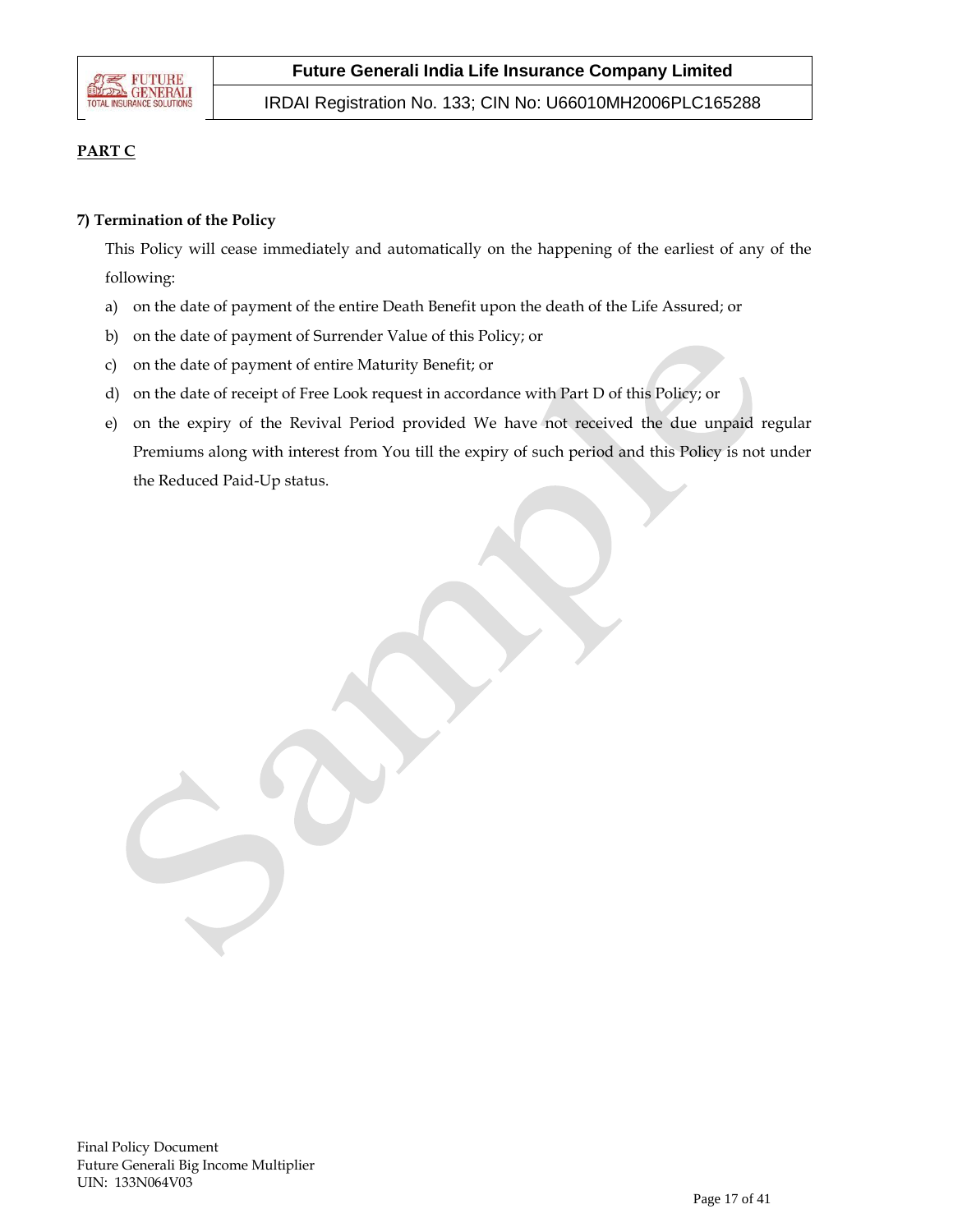**PART C**

**7) Termination of the Policy**

This Policy will cease immediately and automatically on the happening of the earliest of any of the following:

a) on the date of payment of the entire Death Benefit upon the death of the Life Assured; or

b) on the date of payment of Surrender Value of this Policy; or

c) on the date of payment of entire Maturity Benefit; or

d) on the date of receipt of Free Look request in accordance with Part D of this Policy; or

e) on the expiry of the Revival Period provided We have not received the due unpaid regular Premiums along with interest from You till the expiry of such period and this Policy is not under the Reduced Paid-Up status.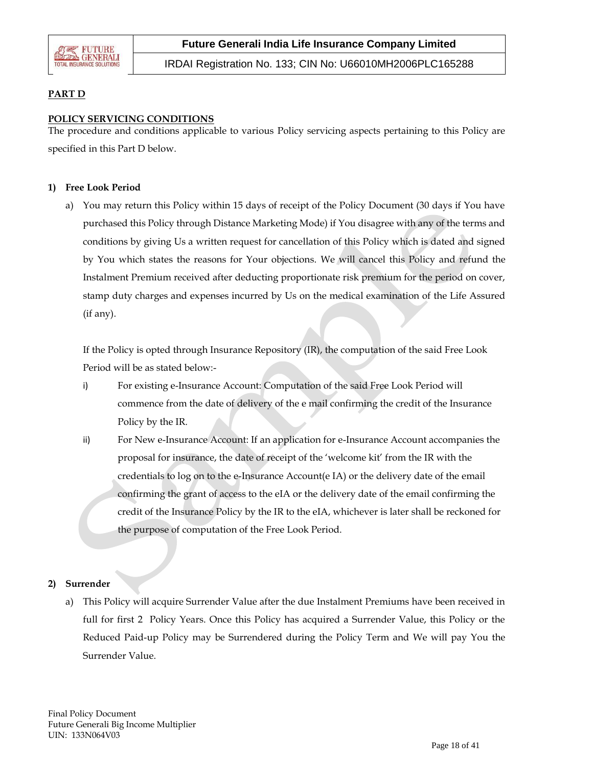**PART D**

**POLICY SERVICING CONDITIONS**

The procedure and conditions applicable to various Policy servicing aspects pertaining to this Policy are specified in this Part D below.

**1) Free Look Period**

a) You may return this Policy within 15 days of receipt of the Policy Document (30 days if You have purchased this Policy through Distance Marketing Mode) if You disagree with any of the terms and conditions by giving Us a written request for cancellation of this Policy which is dated and signed by You which states the reasons for Your objections. We will cancel this Policy and refund the Instalment Premium received after deducting proportionate risk premium for the period on cover, stamp duty charges and expenses incurred by Us on the medical examination of the Life Assured (if any).

   If the Policy is opted through Insurance Repository (IR), the computation of the said Free Look Period will be as stated below:-

   i) For existing e-Insurance Account: Computation of the said Free Look Period will commence from the date of delivery of the e mail confirming the credit of the Insurance Policy by the IR.

   ii) For New e-Insurance Account: If an application for e-Insurance Account accompanies the proposal for insurance, the date of receipt of the 'welcome kit' from the IR with the credentials to log on to the e-Insurance Account(e IA) or the delivery date of the email confirming the grant of access to the eIA or the delivery date of the email confirming the credit of the Insurance Policy by the IR to the eIA, whichever is later shall be reckoned for the purpose of computation of the Free Look Period.

**2) Surrender**

a) This Policy will acquire Surrender Value after the due Instalment Premiums have been received in full for first 2 Policy Years. Once this Policy has acquired a Surrender Value, this Policy or the Reduced Paid-up Policy may be Surrendered during the Policy Term and We will pay You the Surrender Value.

Final Policy Document
Future Generali Big Income Multiplier
UIN: 133N064V03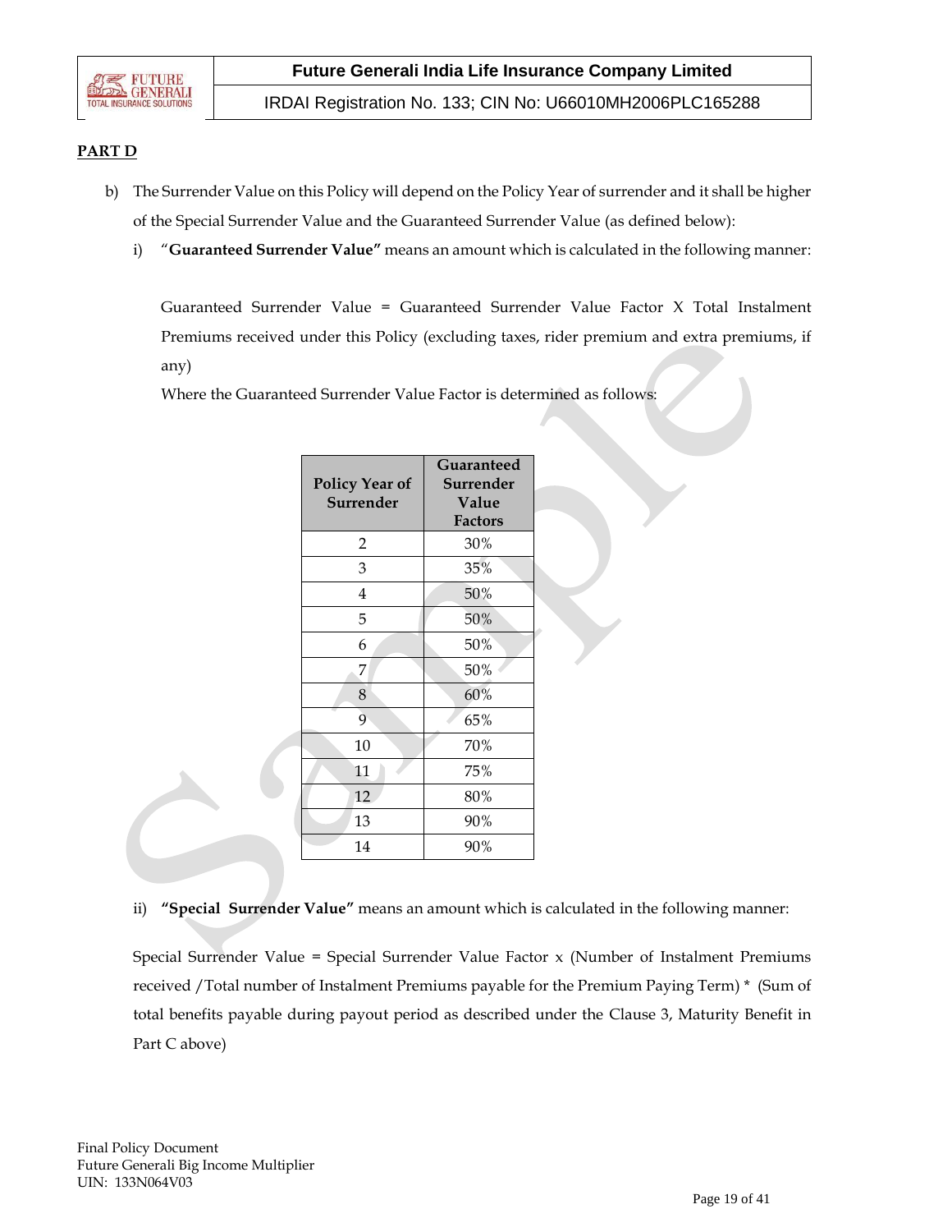## PART D

b) The Surrender Value on this Policy will depend on the Policy Year of surrender and it shall be higher of the Special Surrender Value and the Guaranteed Surrender Value (as defined below):

i) "**Guaranteed Surrender Value"** means an amount which is calculated in the following manner:

Guaranteed Surrender Value = Guaranteed Surrender Value Factor X Total Instalment Premiums received under this Policy (excluding taxes, rider premium and extra premiums, if any)

Where the Guaranteed Surrender Value Factor is determined as follows:

| Policy Year of Surrender | Guaranteed Surrender Value Factors |
|---|---|
| 2 | 30% |
| 3 | 35% |
| 4 | 50% |
| 5 | 50% |
| 6 | 50% |
| 7 | 50% |
| 8 | 60% |
| 9 | 65% |
| 10 | 70% |
| 11 | 75% |
| 12 | 80% |
| 13 | 90% |
| 14 | 90% |

ii) **"Special Surrender Value"** means an amount which is calculated in the following manner:

Special Surrender Value = Special Surrender Value Factor x (Number of Instalment Premiums received /Total number of Instalment Premiums payable for the Premium Paying Term) * (Sum of total benefits payable during payout period as described under the Clause 3, Maturity Benefit in Part C above)

Final Policy Document
Future Generali Big Income Multiplier
UIN: 133N064V03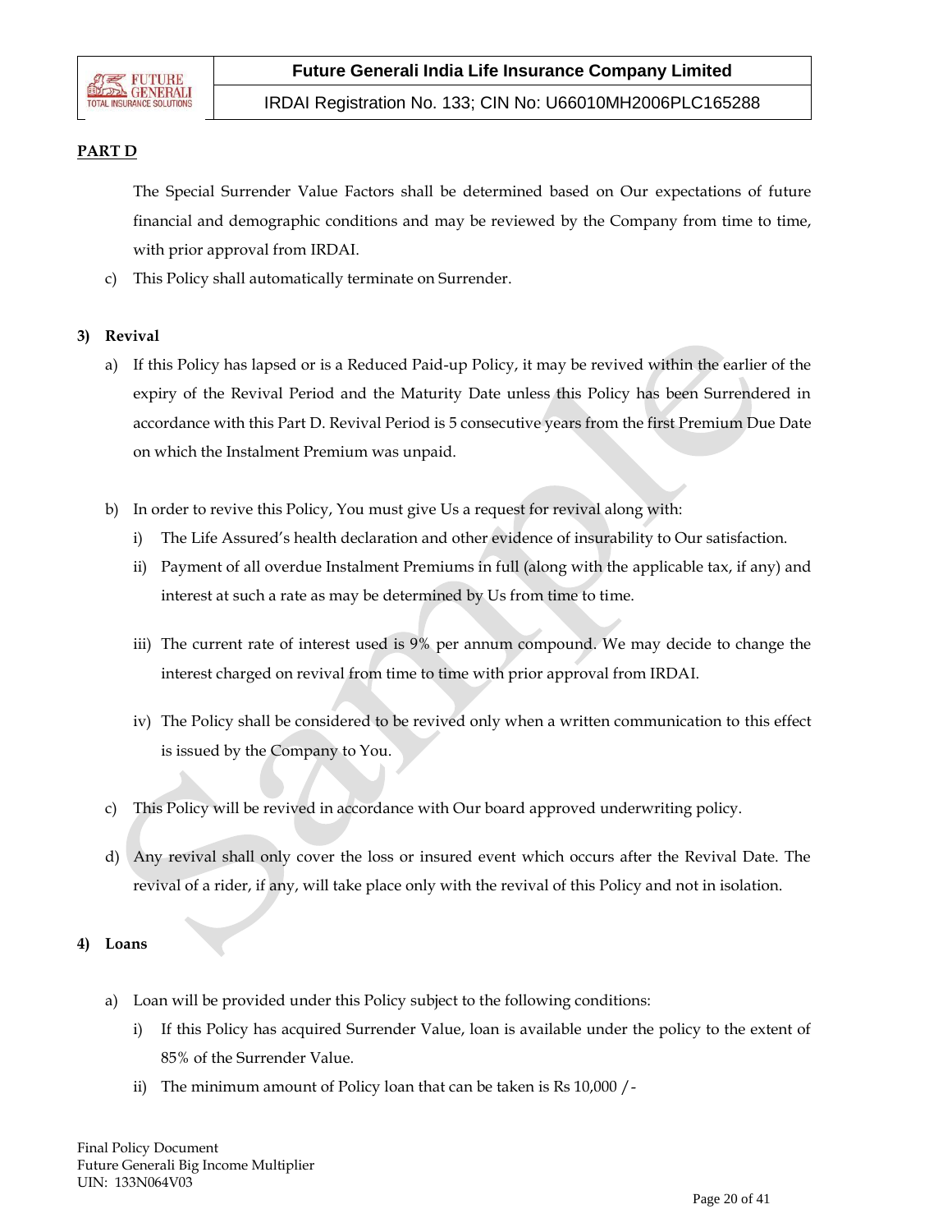**PART D**

The Special Surrender Value Factors shall be determined based on Our expectations of future financial and demographic conditions and may be reviewed by the Company from time to time, with prior approval from IRDAI.

c) This Policy shall automatically terminate on Surrender.

**3) Revival**

a) If this Policy has lapsed or is a Reduced Paid-up Policy, it may be revived within the earlier of the expiry of the Revival Period and the Maturity Date unless this Policy has been Surrendered in accordance with this Part D. Revival Period is 5 consecutive years from the first Premium Due Date on which the Instalment Premium was unpaid.

b) In order to revive this Policy, You must give Us a request for revival along with:

   i) The Life Assured's health declaration and other evidence of insurability to Our satisfaction.

   ii) Payment of all overdue Instalment Premiums in full (along with the applicable tax, if any) and interest at such a rate as may be determined by Us from time to time.

   iii) The current rate of interest used is 9% per annum compound. We may decide to change the interest charged on revival from time to time with prior approval from IRDAI.

   iv) The Policy shall be considered to be revived only when a written communication to this effect is issued by the Company to You.

c) This Policy will be revived in accordance with Our board approved underwriting policy.

d) Any revival shall only cover the loss or insured event which occurs after the Revival Date. The revival of a rider, if any, will take place only with the revival of this Policy and not in isolation.

**4) Loans**

a) Loan will be provided under this Policy subject to the following conditions:

   i) If this Policy has acquired Surrender Value, loan is available under the policy to the extent of 85% of the Surrender Value.

   ii) The minimum amount of Policy loan that can be taken is Rs 10,000 /-

Final Policy Document
Future Generali Big Income Multiplier
UIN: 133N064V03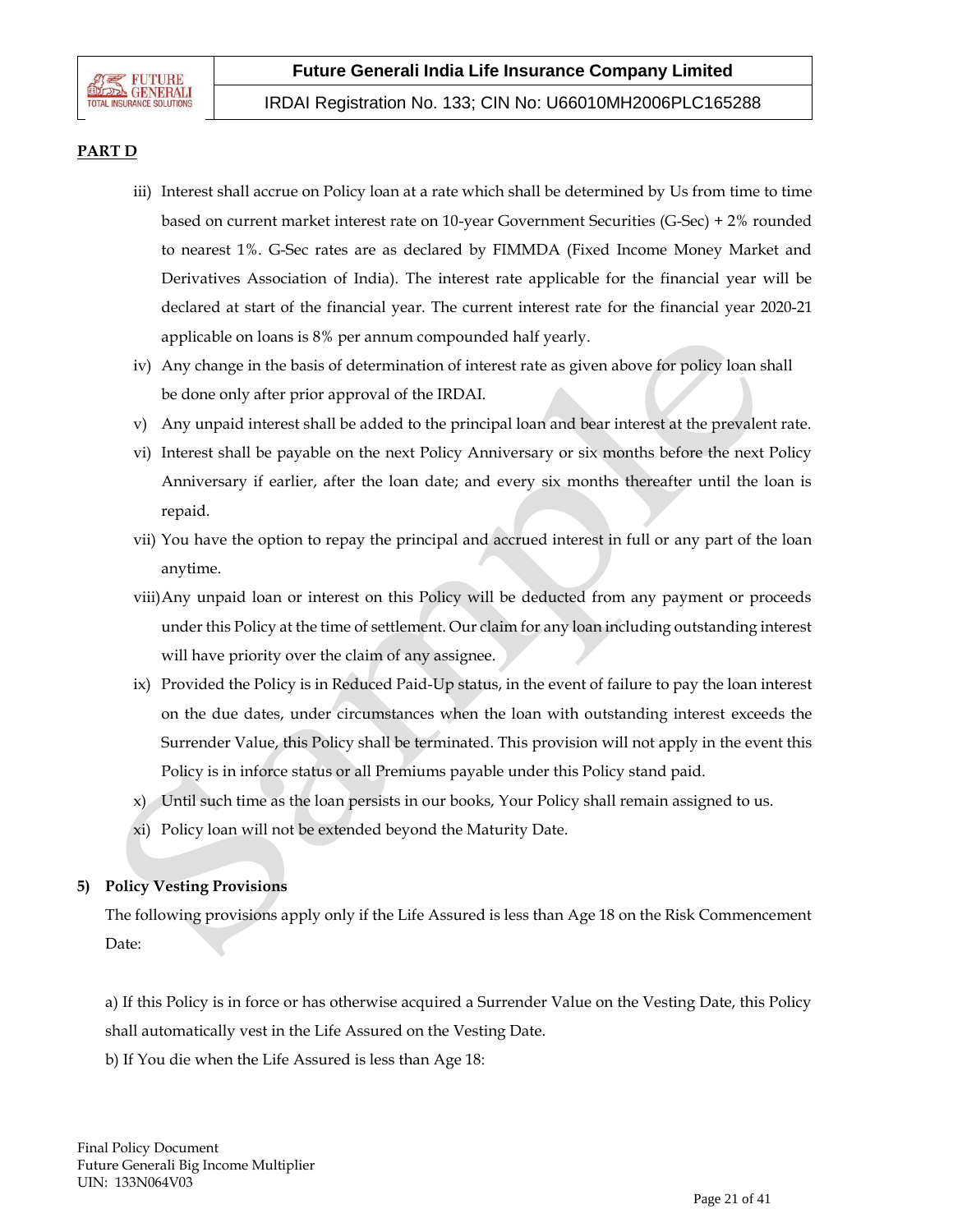**PART D**

iii) Interest shall accrue on Policy loan at a rate which shall be determined by Us from time to time based on current market interest rate on 10-year Government Securities (G-Sec) + 2% rounded to nearest 1%. G-Sec rates are as declared by FIMMDA (Fixed Income Money Market and Derivatives Association of India). The interest rate applicable for the financial year will be declared at start of the financial year. The current interest rate for the financial year 2020-21 applicable on loans is 8% per annum compounded half yearly.

iv) Any change in the basis of determination of interest rate as given above for policy loan shall be done only after prior approval of the IRDAI.

v) Any unpaid interest shall be added to the principal loan and bear interest at the prevalent rate.

vi) Interest shall be payable on the next Policy Anniversary or six months before the next Policy Anniversary if earlier, after the loan date; and every six months thereafter until the loan is repaid.

vii) You have the option to repay the principal and accrued interest in full or any part of the loan anytime.

viii) Any unpaid loan or interest on this Policy will be deducted from any payment or proceeds under this Policy at the time of settlement. Our claim for any loan including outstanding interest will have priority over the claim of any assignee.

ix) Provided the Policy is in Reduced Paid-Up status, in the event of failure to pay the loan interest on the due dates, under circumstances when the loan with outstanding interest exceeds the Surrender Value, this Policy shall be terminated. This provision will not apply in the event this Policy is in inforce status or all Premiums payable under this Policy stand paid.

x) Until such time as the loan persists in our books, Your Policy shall remain assigned to us.

xi) Policy loan will not be extended beyond the Maturity Date.

**5) Policy Vesting Provisions**

The following provisions apply only if the Life Assured is less than Age 18 on the Risk Commencement Date:

a) If this Policy is in force or has otherwise acquired a Surrender Value on the Vesting Date, this Policy shall automatically vest in the Life Assured on the Vesting Date.

b) If You die when the Life Assured is less than Age 18: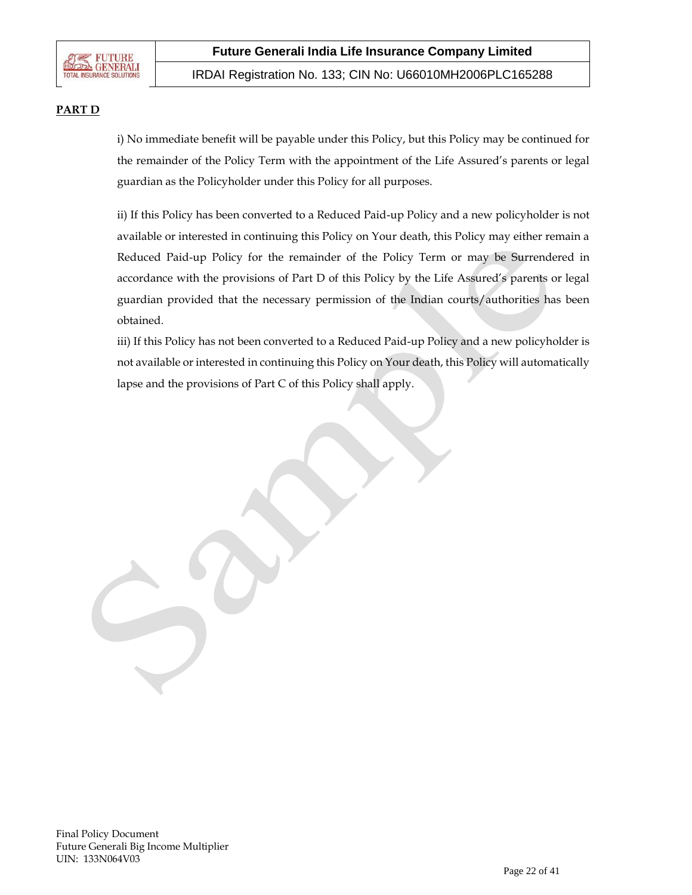**PART D**

i) No immediate benefit will be payable under this Policy, but this Policy may be continued for the remainder of the Policy Term with the appointment of the Life Assured's parents or legal guardian as the Policyholder under this Policy for all purposes.

ii) If this Policy has been converted to a Reduced Paid-up Policy and a new policyholder is not available or interested in continuing this Policy on Your death, this Policy may either remain a Reduced Paid-up Policy for the remainder of the Policy Term or may be Surrendered in accordance with the provisions of Part D of this Policy by the Life Assured's parents or legal guardian provided that the necessary permission of the Indian courts/authorities has been obtained.

iii) If this Policy has not been converted to a Reduced Paid-up Policy and a new policyholder is not available or interested in continuing this Policy on Your death, this Policy will automatically lapse and the provisions of Part C of this Policy shall apply.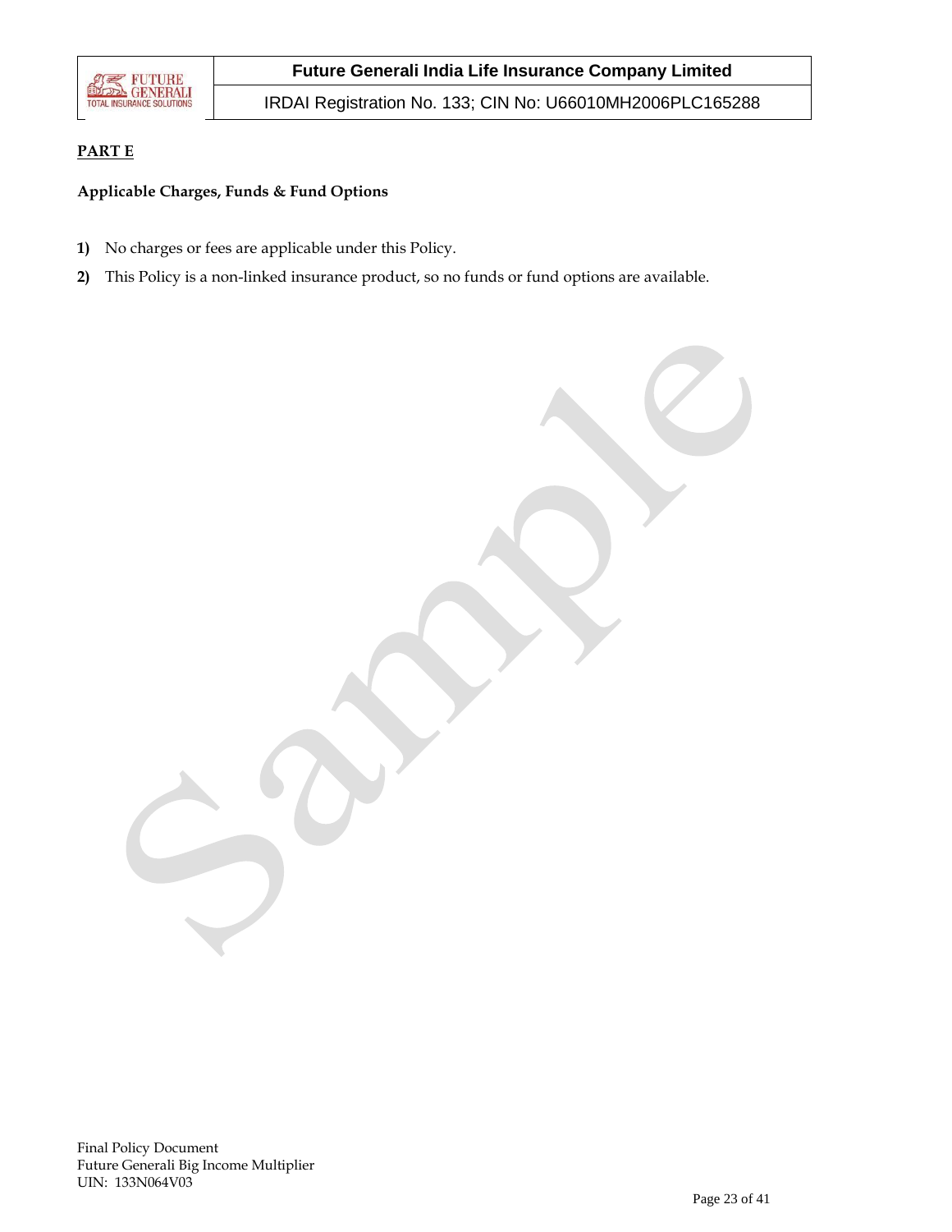## PART E

**Applicable Charges, Funds & Fund Options**

1) No charges or fees are applicable under this Policy.
2) This Policy is a non-linked insurance product, so no funds or fund options are available.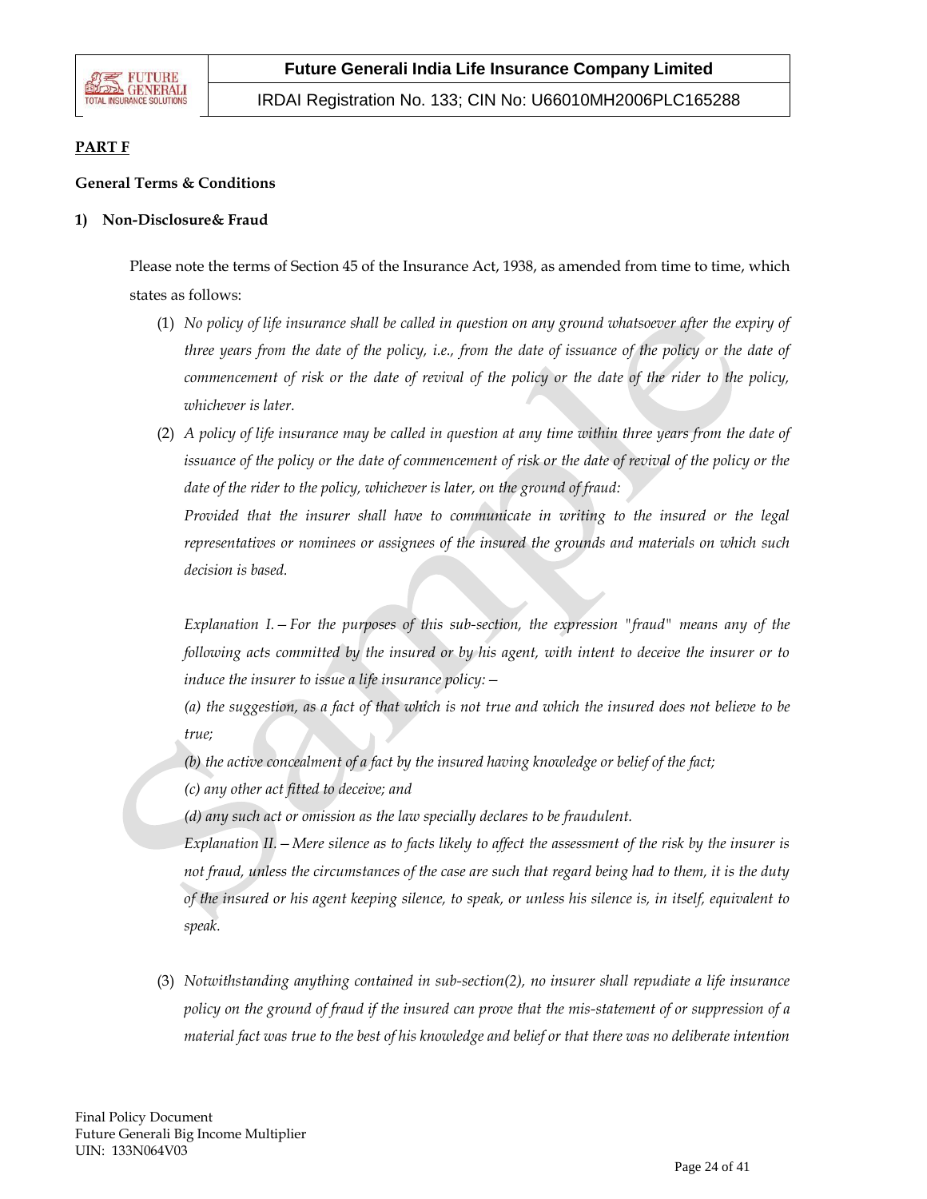**PART F**

**General Terms & Conditions**

**1) Non-Disclosure& Fraud**

Please note the terms of Section 45 of the Insurance Act, 1938, as amended from time to time, which states as follows:

(1) *No policy of life insurance shall be called in question on any ground whatsoever after the expiry of three years from the date of the policy, i.e., from the date of issuance of the policy or the date of commencement of risk or the date of revival of the policy or the date of the rider to the policy, whichever is later.*

(2) *A policy of life insurance may be called in question at any time within three years from the date of issuance of the policy or the date of commencement of risk or the date of revival of the policy or the date of the rider to the policy, whichever is later, on the ground of fraud:*

*Provided that the insurer shall have to communicate in writing to the insured or the legal representatives or nominees or assignees of the insured the grounds and materials on which such decision is based.*

*Explanation I.—For the purposes of this sub-section, the expression "fraud" means any of the following acts committed by the insured or by his agent, with intent to deceive the insurer or to induce the insurer to issue a life insurance policy:—*

*(a) the suggestion, as a fact of that which is not true and which the insured does not believe to be true;*

*(b) the active concealment of a fact by the insured having knowledge or belief of the fact;*

*(c) any other act fitted to deceive; and*

*(d) any such act or omission as the law specially declares to be fraudulent.*

*Explanation II.—Mere silence as to facts likely to affect the assessment of the risk by the insurer is not fraud, unless the circumstances of the case are such that regard being had to them, it is the duty of the insured or his agent keeping silence, to speak, or unless his silence is, in itself, equivalent to speak.*

(3) *Notwithstanding anything contained in sub-section(2), no insurer shall repudiate a life insurance policy on the ground of fraud if the insured can prove that the mis-statement of or suppression of a material fact was true to the best of his knowledge and belief or that there was no deliberate intention*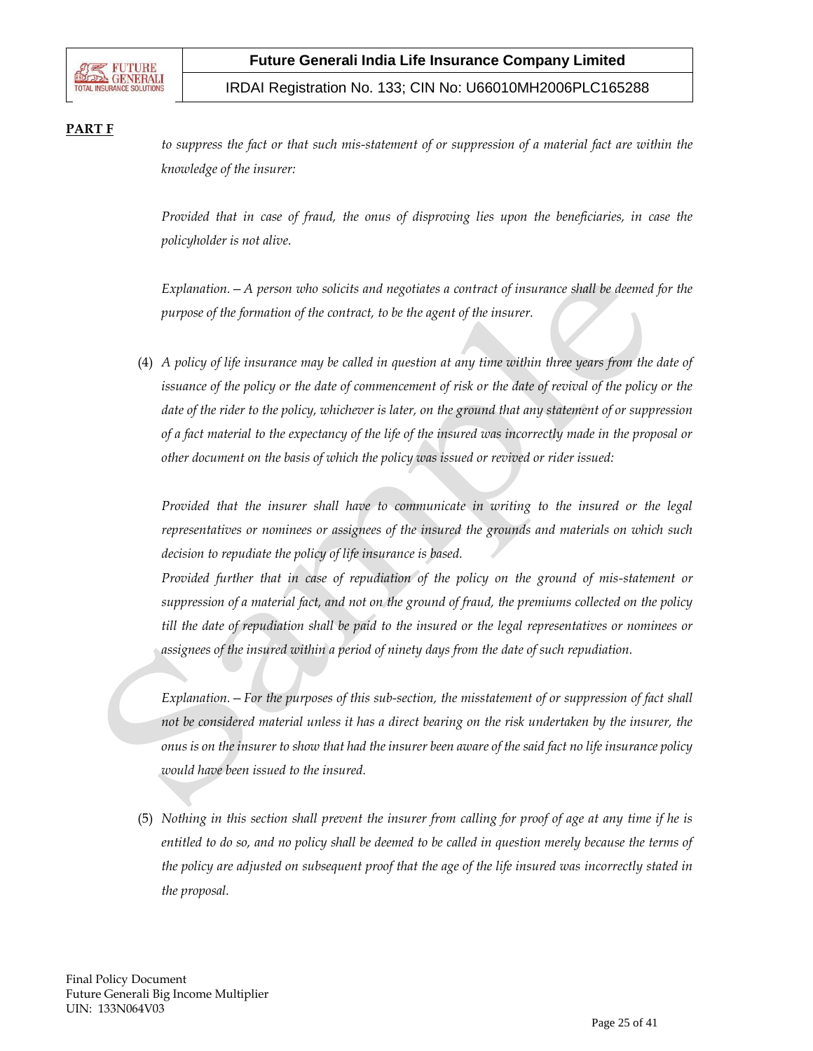**PART F**

*to suppress the fact or that such mis-statement of or suppression of a material fact are within the knowledge of the insurer:*

*Provided that in case of fraud, the onus of disproving lies upon the beneficiaries, in case the policyholder is not alive.*

*Explanation. – A person who solicits and negotiates a contract of insurance shall be deemed for the purpose of the formation of the contract, to be the agent of the insurer.*

(4) *A policy of life insurance may be called in question at any time within three years from the date of issuance of the policy or the date of commencement of risk or the date of revival of the policy or the date of the rider to the policy, whichever is later, on the ground that any statement of or suppression of a fact material to the expectancy of the life of the insured was incorrectly made in the proposal or other document on the basis of which the policy was issued or revived or rider issued:*

*Provided that the insurer shall have to communicate in writing to the insured or the legal representatives or nominees or assignees of the insured the grounds and materials on which such decision to repudiate the policy of life insurance is based.*

*Provided further that in case of repudiation of the policy on the ground of mis-statement or suppression of a material fact, and not on the ground of fraud, the premiums collected on the policy till the date of repudiation shall be paid to the insured or the legal representatives or nominees or assignees of the insured within a period of ninety days from the date of such repudiation.*

*Explanation. – For the purposes of this sub-section, the misstatement of or suppression of fact shall not be considered material unless it has a direct bearing on the risk undertaken by the insurer, the onus is on the insurer to show that had the insurer been aware of the said fact no life insurance policy would have been issued to the insured.*

(5) *Nothing in this section shall prevent the insurer from calling for proof of age at any time if he is entitled to do so, and no policy shall be deemed to be called in question merely because the terms of the policy are adjusted on subsequent proof that the age of the life insured was incorrectly stated in the proposal.*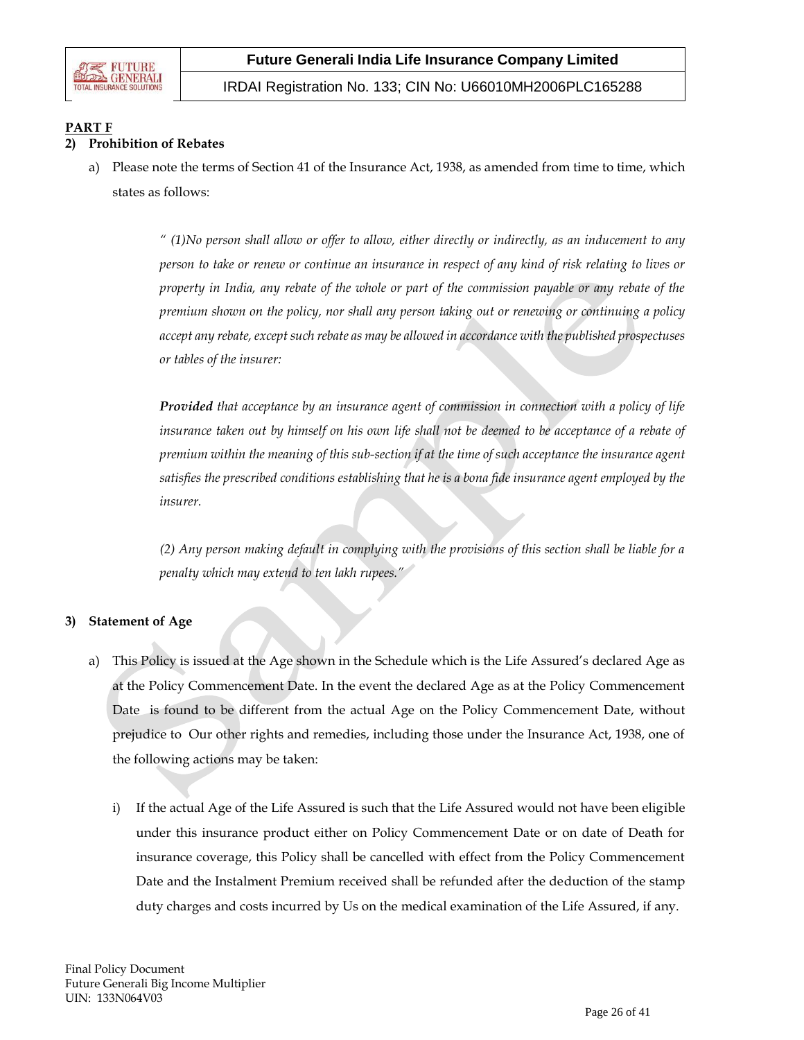**PART F**

**2) Prohibition of Rebates**

a) Please note the terms of Section 41 of the Insurance Act, 1938, as amended from time to time, which states as follows:

> *" (1)No person shall allow or offer to allow, either directly or indirectly, as an inducement to any person to take or renew or continue an insurance in respect of any kind of risk relating to lives or property in India, any rebate of the whole or part of the commission payable or any rebate of the premium shown on the policy, nor shall any person taking out or renewing or continuing a policy accept any rebate, except such rebate as may be allowed in accordance with the published prospectuses or tables of the insurer:*
>
> ***Provided*** *that acceptance by an insurance agent of commission in connection with a policy of life insurance taken out by himself on his own life shall not be deemed to be acceptance of a rebate of premium within the meaning of this sub-section if at the time of such acceptance the insurance agent satisfies the prescribed conditions establishing that he is a bona fide insurance agent employed by the insurer.*
>
> *(2) Any person making default in complying with the provisions of this section shall be liable for a penalty which may extend to ten lakh rupees."*

**3) Statement of Age**

a) This Policy is issued at the Age shown in the Schedule which is the Life Assured's declared Age as at the Policy Commencement Date. In the event the declared Age as at the Policy Commencement Date is found to be different from the actual Age on the Policy Commencement Date, without prejudice to Our other rights and remedies, including those under the Insurance Act, 1938, one of the following actions may be taken:

   i) If the actual Age of the Life Assured is such that the Life Assured would not have been eligible under this insurance product either on Policy Commencement Date or on date of Death for insurance coverage, this Policy shall be cancelled with effect from the Policy Commencement Date and the Instalment Premium received shall be refunded after the deduction of the stamp duty charges and costs incurred by Us on the medical examination of the Life Assured, if any.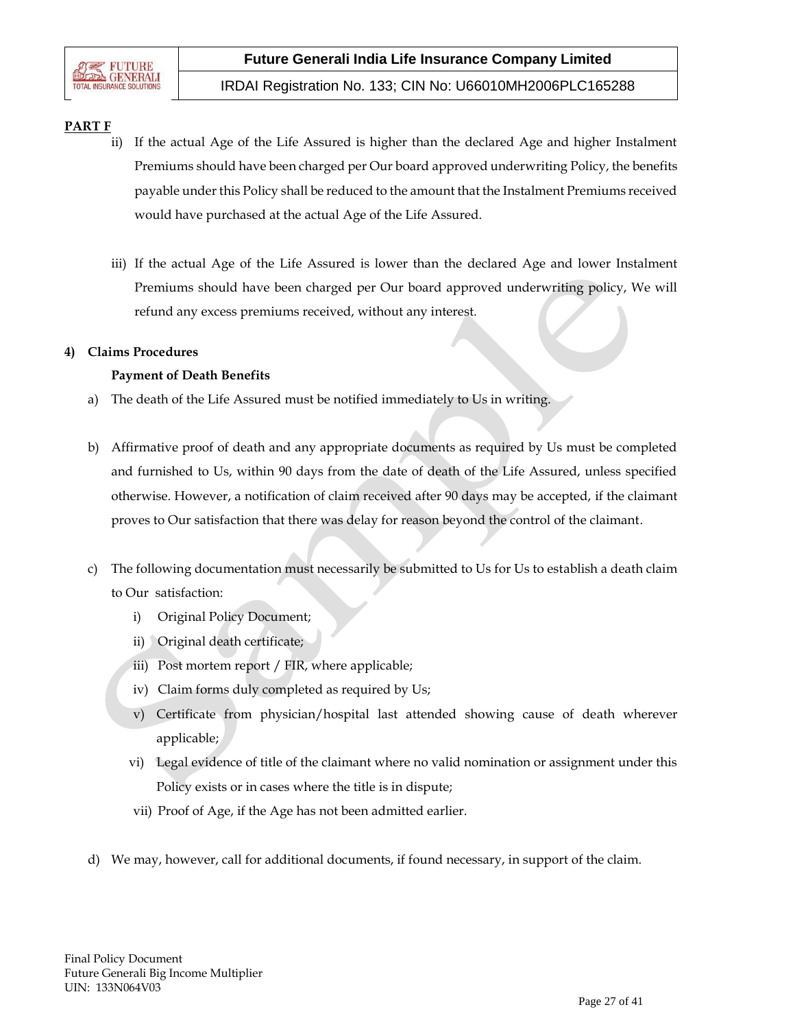**PART F**

ii) If the actual Age of the Life Assured is higher than the declared Age and higher Instalment Premiums should have been charged per Our board approved underwriting Policy, the benefits payable under this Policy shall be reduced to the amount that the Instalment Premiums received would have purchased at the actual Age of the Life Assured.

iii) If the actual Age of the Life Assured is lower than the declared Age and lower Instalment Premiums should have been charged per Our board approved underwriting policy, We will refund any excess premiums received, without any interest.

**4) Claims Procedures**

**Payment of Death Benefits**

a) The death of the Life Assured must be notified immediately to Us in writing.

b) Affirmative proof of death and any appropriate documents as required by Us must be completed and furnished to Us, within 90 days from the date of death of the Life Assured, unless specified otherwise. However, a notification of claim received after 90 days may be accepted, if the claimant proves to Our satisfaction that there was delay for reason beyond the control of the claimant.

c) The following documentation must necessarily be submitted to Us for Us to establish a death claim to Our satisfaction:

   i) Original Policy Document;
   ii) Original death certificate;
   iii) Post mortem report / FIR, where applicable;
   iv) Claim forms duly completed as required by Us;
   v) Certificate from physician/hospital last attended showing cause of death wherever applicable;
   vi) Legal evidence of title of the claimant where no valid nomination or assignment under this Policy exists or in cases where the title is in dispute;
   vii) Proof of Age, if the Age has not been admitted earlier.

d) We may, however, call for additional documents, if found necessary, in support of the claim.

Final Policy Document
Future Generali Big Income Multiplier
UIN: 133N064V03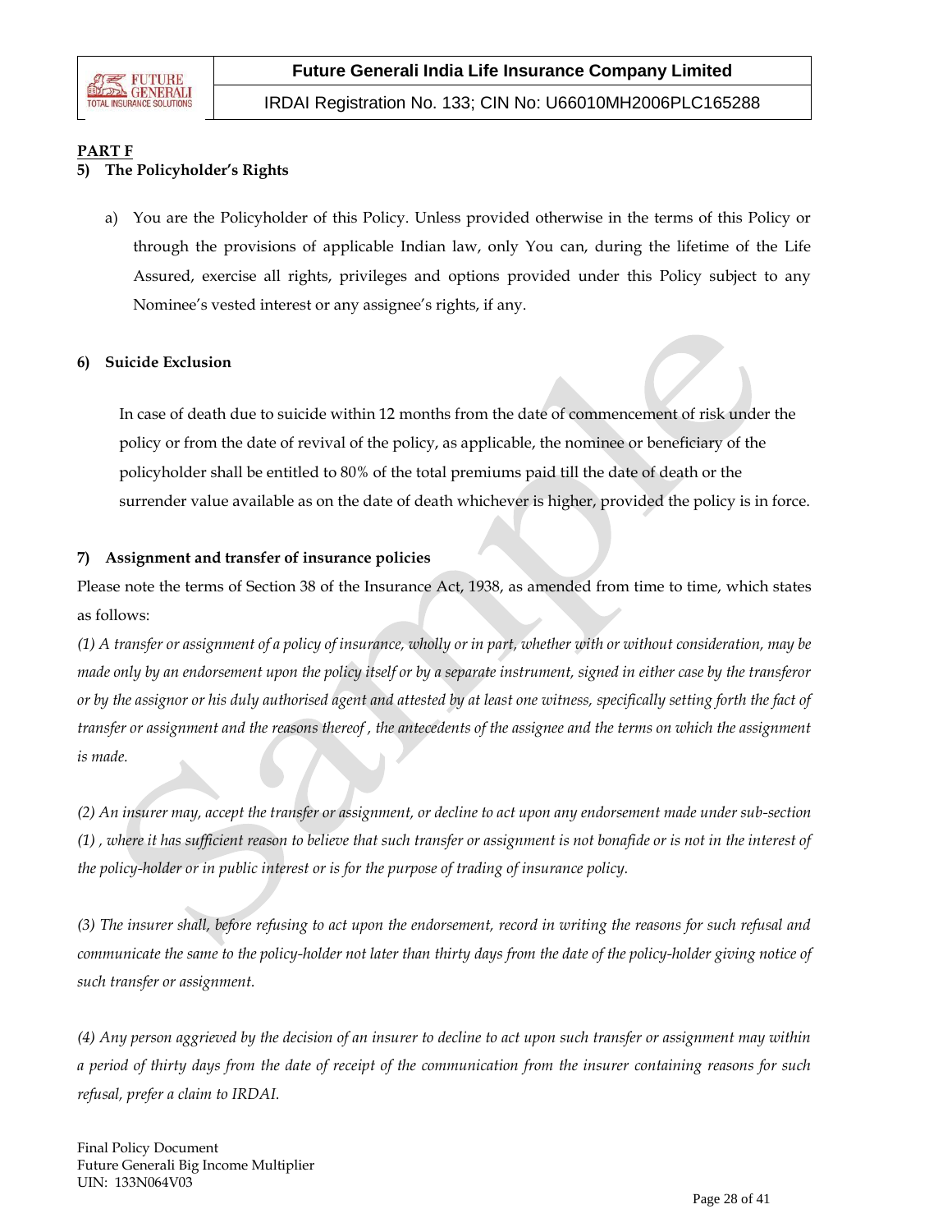**PART F**

**5) The Policyholder's Rights**

a) You are the Policyholder of this Policy. Unless provided otherwise in the terms of this Policy or through the provisions of applicable Indian law, only You can, during the lifetime of the Life Assured, exercise all rights, privileges and options provided under this Policy subject to any Nominee's vested interest or any assignee's rights, if any.

**6) Suicide Exclusion**

In case of death due to suicide within 12 months from the date of commencement of risk under the policy or from the date of revival of the policy, as applicable, the nominee or beneficiary of the policyholder shall be entitled to 80% of the total premiums paid till the date of death or the surrender value available as on the date of death whichever is higher, provided the policy is in force.

**7) Assignment and transfer of insurance policies**

Please note the terms of Section 38 of the Insurance Act, 1938, as amended from time to time, which states as follows:

*(1) A transfer or assignment of a policy of insurance, wholly or in part, whether with or without consideration, may be made only by an endorsement upon the policy itself or by a separate instrument, signed in either case by the transferor or by the assignor or his duly authorised agent and attested by at least one witness, specifically setting forth the fact of transfer or assignment and the reasons thereof , the antecedents of the assignee and the terms on which the assignment is made.*

*(2) An insurer may, accept the transfer or assignment, or decline to act upon any endorsement made under sub-section (1) , where it has sufficient reason to believe that such transfer or assignment is not bonafide or is not in the interest of the policy-holder or in public interest or is for the purpose of trading of insurance policy.*

*(3) The insurer shall, before refusing to act upon the endorsement, record in writing the reasons for such refusal and communicate the same to the policy-holder not later than thirty days from the date of the policy-holder giving notice of such transfer or assignment.*

*(4) Any person aggrieved by the decision of an insurer to decline to act upon such transfer or assignment may within a period of thirty days from the date of receipt of the communication from the insurer containing reasons for such refusal, prefer a claim to IRDAI.*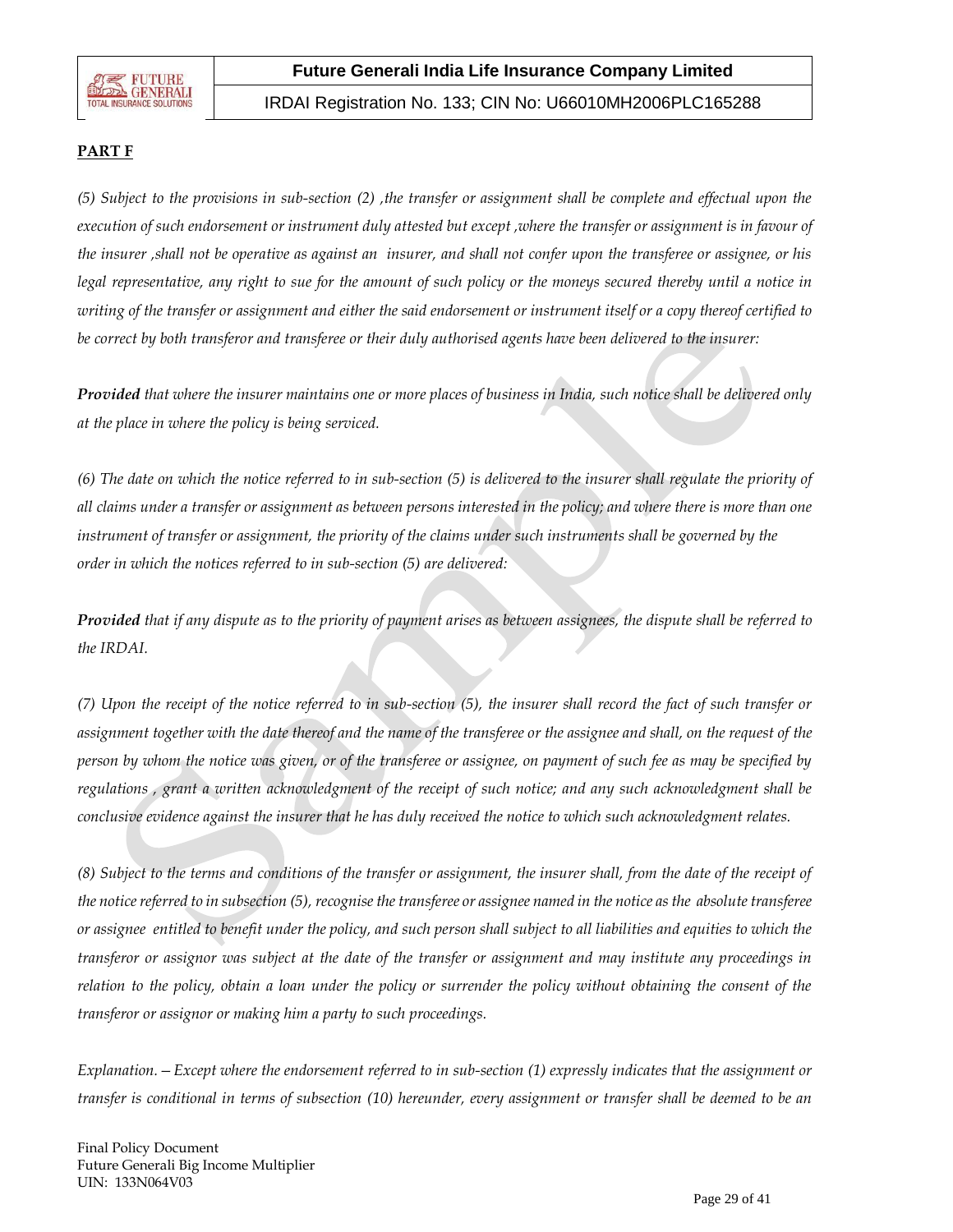**PART F**

*(5) Subject to the provisions in sub-section (2) ,the transfer or assignment shall be complete and effectual upon the execution of such endorsement or instrument duly attested but except ,where the transfer or assignment is in favour of the insurer ,shall not be operative as against an insurer, and shall not confer upon the transferee or assignee, or his legal representative, any right to sue for the amount of such policy or the moneys secured thereby until a notice in writing of the transfer or assignment and either the said endorsement or instrument itself or a copy thereof certified to be correct by both transferor and transferee or their duly authorised agents have been delivered to the insurer:*

***Provided** that where the insurer maintains one or more places of business in India, such notice shall be delivered only at the place in where the policy is being serviced.*

*(6) The date on which the notice referred to in sub-section (5) is delivered to the insurer shall regulate the priority of all claims under a transfer or assignment as between persons interested in the policy; and where there is more than one instrument of transfer or assignment, the priority of the claims under such instruments shall be governed by the order in which the notices referred to in sub-section (5) are delivered:*

***Provided** that if any dispute as to the priority of payment arises as between assignees, the dispute shall be referred to the IRDAI.*

*(7) Upon the receipt of the notice referred to in sub-section (5), the insurer shall record the fact of such transfer or assignment together with the date thereof and the name of the transferee or the assignee and shall, on the request of the person by whom the notice was given, or of the transferee or assignee, on payment of such fee as may be specified by regulations , grant a written acknowledgment of the receipt of such notice; and any such acknowledgment shall be conclusive evidence against the insurer that he has duly received the notice to which such acknowledgment relates.*

*(8) Subject to the terms and conditions of the transfer or assignment, the insurer shall, from the date of the receipt of the notice referred to in subsection (5), recognise the transferee or assignee named in the notice as the absolute transferee or assignee entitled to benefit under the policy, and such person shall subject to all liabilities and equities to which the transferor or assignor was subject at the date of the transfer or assignment and may institute any proceedings in relation to the policy, obtain a loan under the policy or surrender the policy without obtaining the consent of the transferor or assignor or making him a party to such proceedings.*

*Explanation.—Except where the endorsement referred to in sub-section (1) expressly indicates that the assignment or transfer is conditional in terms of subsection (10) hereunder, every assignment or transfer shall be deemed to be an*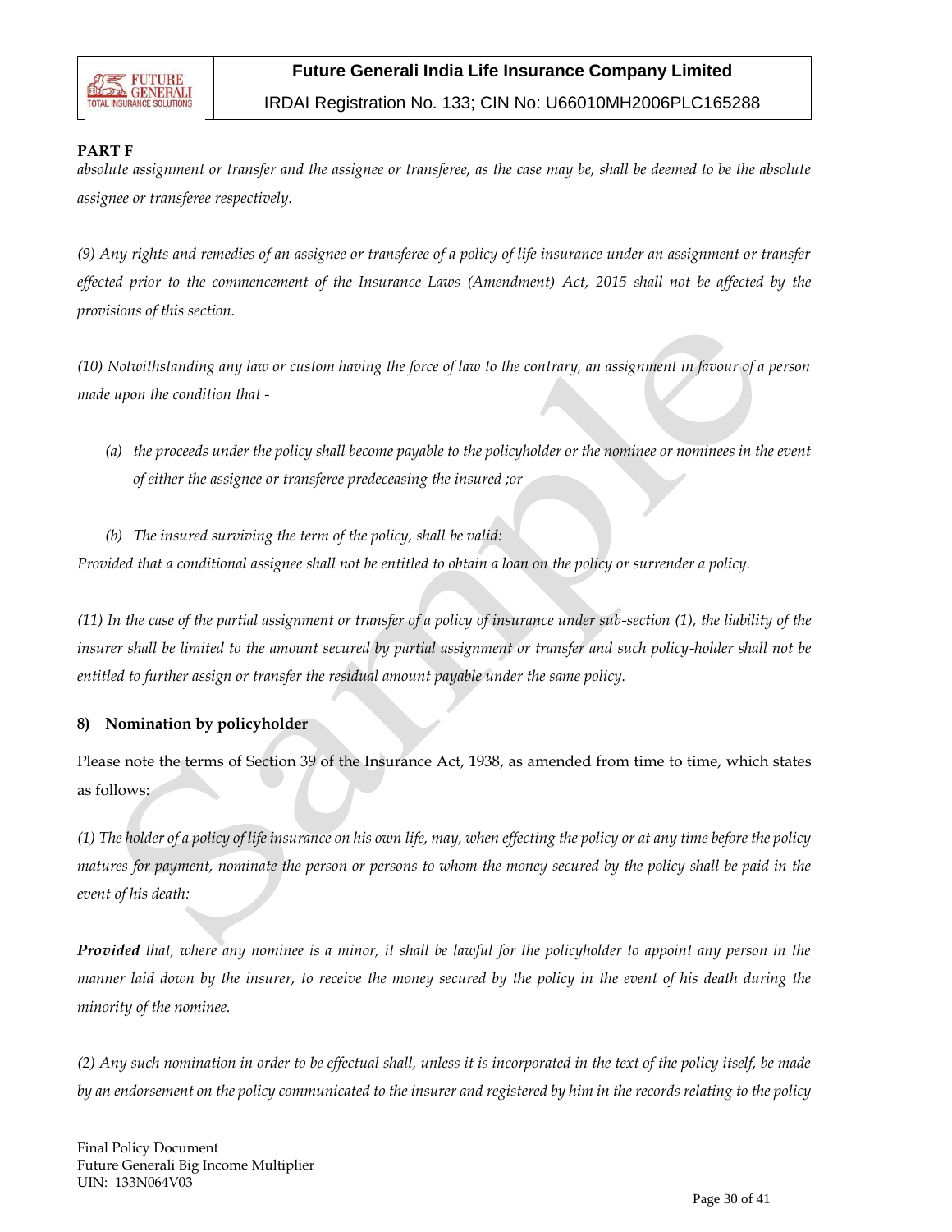**PART F**

*absolute assignment or transfer and the assignee or transferee, as the case may be, shall be deemed to be the absolute assignee or transferee respectively.*

*(9) Any rights and remedies of an assignee or transferee of a policy of life insurance under an assignment or transfer effected prior to the commencement of the Insurance Laws (Amendment) Act, 2015 shall not be affected by the provisions of this section.*

*(10) Notwithstanding any law or custom having the force of law to the contrary, an assignment in favour of a person made upon the condition that -*

*(a) the proceeds under the policy shall become payable to the policyholder or the nominee or nominees in the event of either the assignee or transferee predeceasing the insured ;or*

*(b) The insured surviving the term of the policy, shall be valid:*

*Provided that a conditional assignee shall not be entitled to obtain a loan on the policy or surrender a policy.*

*(11) In the case of the partial assignment or transfer of a policy of insurance under sub-section (1), the liability of the insurer shall be limited to the amount secured by partial assignment or transfer and such policy-holder shall not be entitled to further assign or transfer the residual amount payable under the same policy.*

**8) Nomination by policyholder**

Please note the terms of Section 39 of the Insurance Act, 1938, as amended from time to time, which states as follows:

*(1) The holder of a policy of life insurance on his own life, may, when effecting the policy or at any time before the policy matures for payment, nominate the person or persons to whom the money secured by the policy shall be paid in the event of his death:*

***Provided** that, where any nominee is a minor, it shall be lawful for the policyholder to appoint any person in the manner laid down by the insurer, to receive the money secured by the policy in the event of his death during the minority of the nominee.*

*(2) Any such nomination in order to be effectual shall, unless it is incorporated in the text of the policy itself, be made by an endorsement on the policy communicated to the insurer and registered by him in the records relating to the policy*

Final Policy Document
Future Generali Big Income Multiplier
UIN: 133N064V03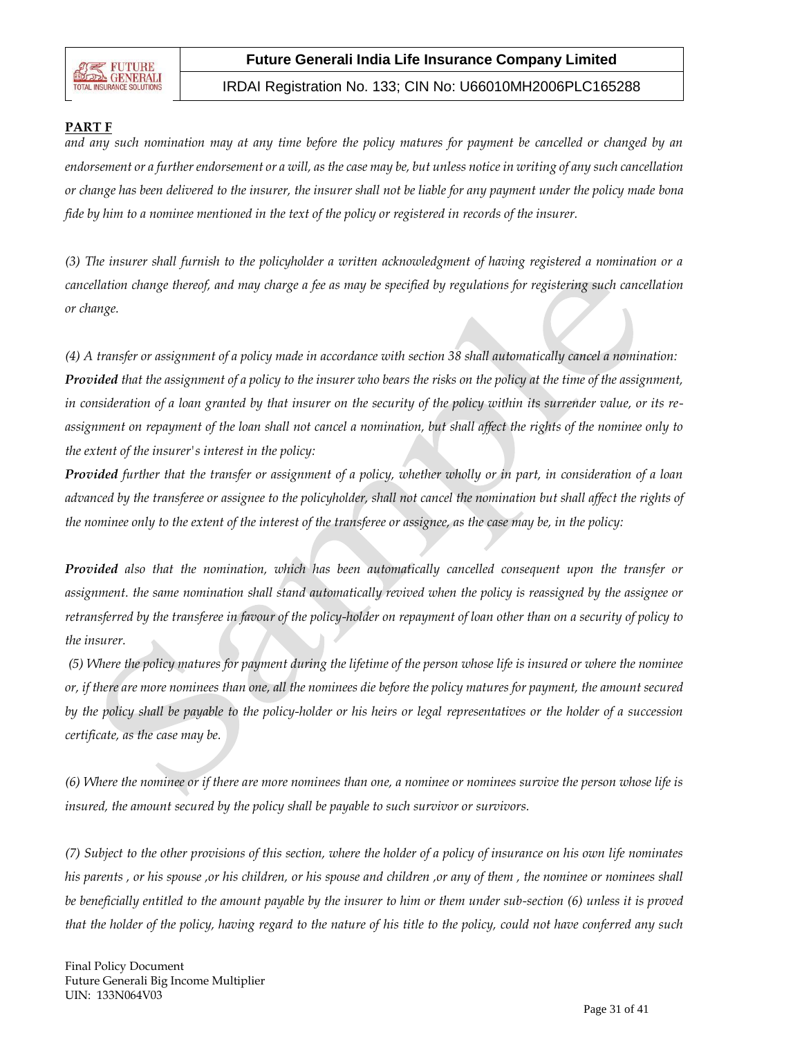**PART F**

*and any such nomination may at any time before the policy matures for payment be cancelled or changed by an endorsement or a further endorsement or a will, as the case may be, but unless notice in writing of any such cancellation or change has been delivered to the insurer, the insurer shall not be liable for any payment under the policy made bona fide by him to a nominee mentioned in the text of the policy or registered in records of the insurer.*

*(3) The insurer shall furnish to the policyholder a written acknowledgment of having registered a nomination or a cancellation change thereof, and may charge a fee as may be specified by regulations for registering such cancellation or change.*

*(4) A transfer or assignment of a policy made in accordance with section 38 shall automatically cancel a nomination:*
***Provided*** *that the assignment of a policy to the insurer who bears the risks on the policy at the time of the assignment, in consideration of a loan granted by that insurer on the security of the policy within its surrender value, or its re-assignment on repayment of the loan shall not cancel a nomination, but shall affect the rights of the nominee only to the extent of the insurer's interest in the policy:*
***Provided*** *further that the transfer or assignment of a policy, whether wholly or in part, in consideration of a loan advanced by the transferee or assignee to the policyholder, shall not cancel the nomination but shall affect the rights of the nominee only to the extent of the interest of the transferee or assignee, as the case may be, in the policy:*

***Provided*** *also that the nomination, which has been automatically cancelled consequent upon the transfer or assignment. the same nomination shall stand automatically revived when the policy is reassigned by the assignee or retransferred by the transferee in favour of the policy-holder on repayment of loan other than on a security of policy to the insurer.*

*(5) Where the policy matures for payment during the lifetime of the person whose life is insured or where the nominee or, if there are more nominees than one, all the nominees die before the policy matures for payment, the amount secured by the policy shall be payable to the policy-holder or his heirs or legal representatives or the holder of a succession certificate, as the case may be.*

*(6) Where the nominee or if there are more nominees than one, a nominee or nominees survive the person whose life is insured, the amount secured by the policy shall be payable to such survivor or survivors.*

*(7) Subject to the other provisions of this section, where the holder of a policy of insurance on his own life nominates his parents , or his spouse ,or his children, or his spouse and children ,or any of them , the nominee or nominees shall be beneficially entitled to the amount payable by the insurer to him or them under sub-section (6) unless it is proved that the holder of the policy, having regard to the nature of his title to the policy, could not have conferred any such*

Final Policy Document
Future Generali Big Income Multiplier
UIN: 133N064V03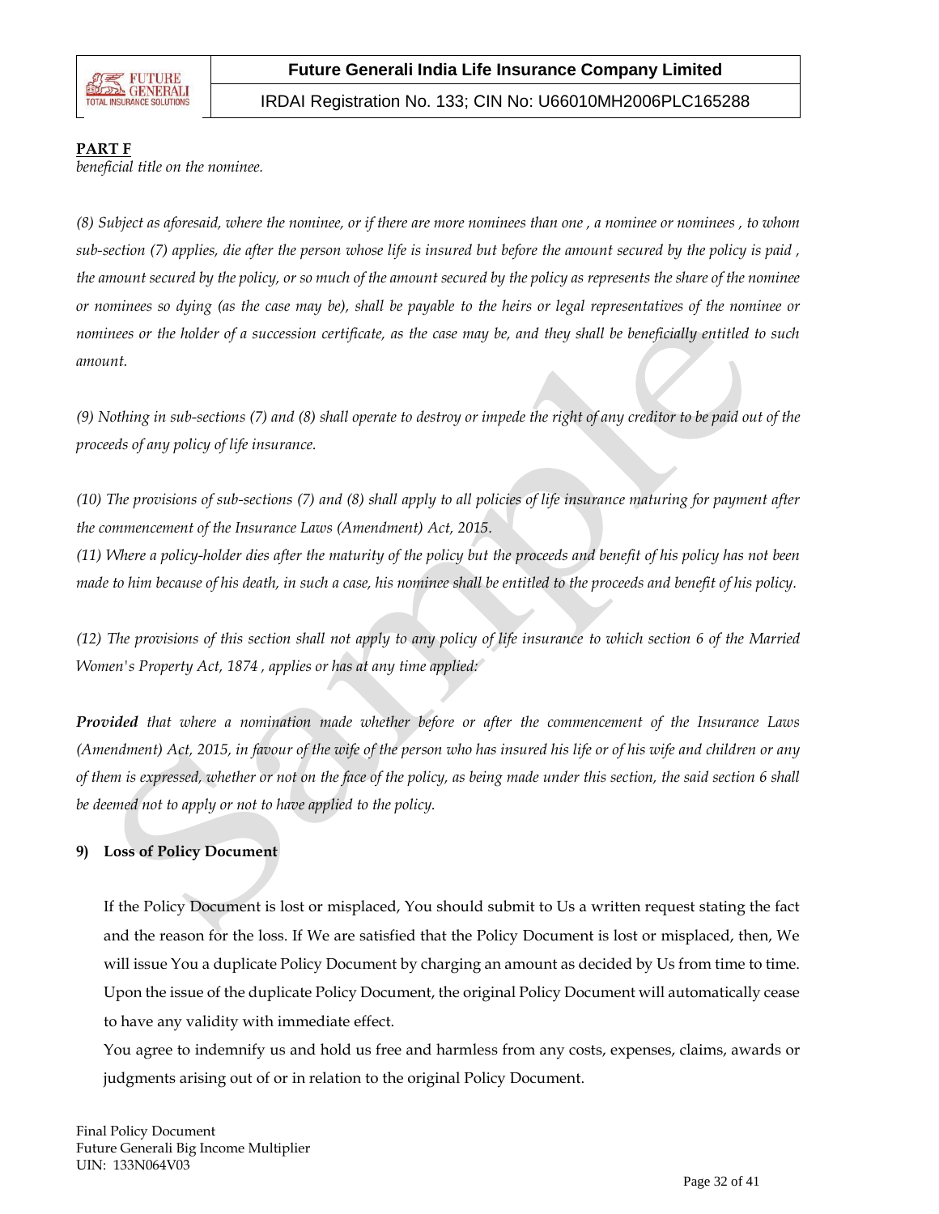**PART F**

*beneficial title on the nominee.*

*(8) Subject as aforesaid, where the nominee, or if there are more nominees than one , a nominee or nominees , to whom sub-section (7) applies, die after the person whose life is insured but before the amount secured by the policy is paid , the amount secured by the policy, or so much of the amount secured by the policy as represents the share of the nominee or nominees so dying (as the case may be), shall be payable to the heirs or legal representatives of the nominee or nominees or the holder of a succession certificate, as the case may be, and they shall be beneficially entitled to such amount.*

*(9) Nothing in sub-sections (7) and (8) shall operate to destroy or impede the right of any creditor to be paid out of the proceeds of any policy of life insurance.*

*(10) The provisions of sub-sections (7) and (8) shall apply to all policies of life insurance maturing for payment after the commencement of the Insurance Laws (Amendment) Act, 2015.*

*(11) Where a policy-holder dies after the maturity of the policy but the proceeds and benefit of his policy has not been made to him because of his death, in such a case, his nominee shall be entitled to the proceeds and benefit of his policy.*

*(12) The provisions of this section shall not apply to any policy of life insurance to which section 6 of the Married Women's Property Act, 1874 , applies or has at any time applied:*

***Provided** that where a nomination made whether before or after the commencement of the Insurance Laws (Amendment) Act, 2015, in favour of the wife of the person who has insured his life or of his wife and children or any of them is expressed, whether or not on the face of the policy, as being made under this section, the said section 6 shall be deemed not to apply or not to have applied to the policy.*

**9) Loss of Policy Document**

If the Policy Document is lost or misplaced, You should submit to Us a written request stating the fact and the reason for the loss. If We are satisfied that the Policy Document is lost or misplaced, then, We will issue You a duplicate Policy Document by charging an amount as decided by Us from time to time. Upon the issue of the duplicate Policy Document, the original Policy Document will automatically cease to have any validity with immediate effect.

You agree to indemnify us and hold us free and harmless from any costs, expenses, claims, awards or judgments arising out of or in relation to the original Policy Document.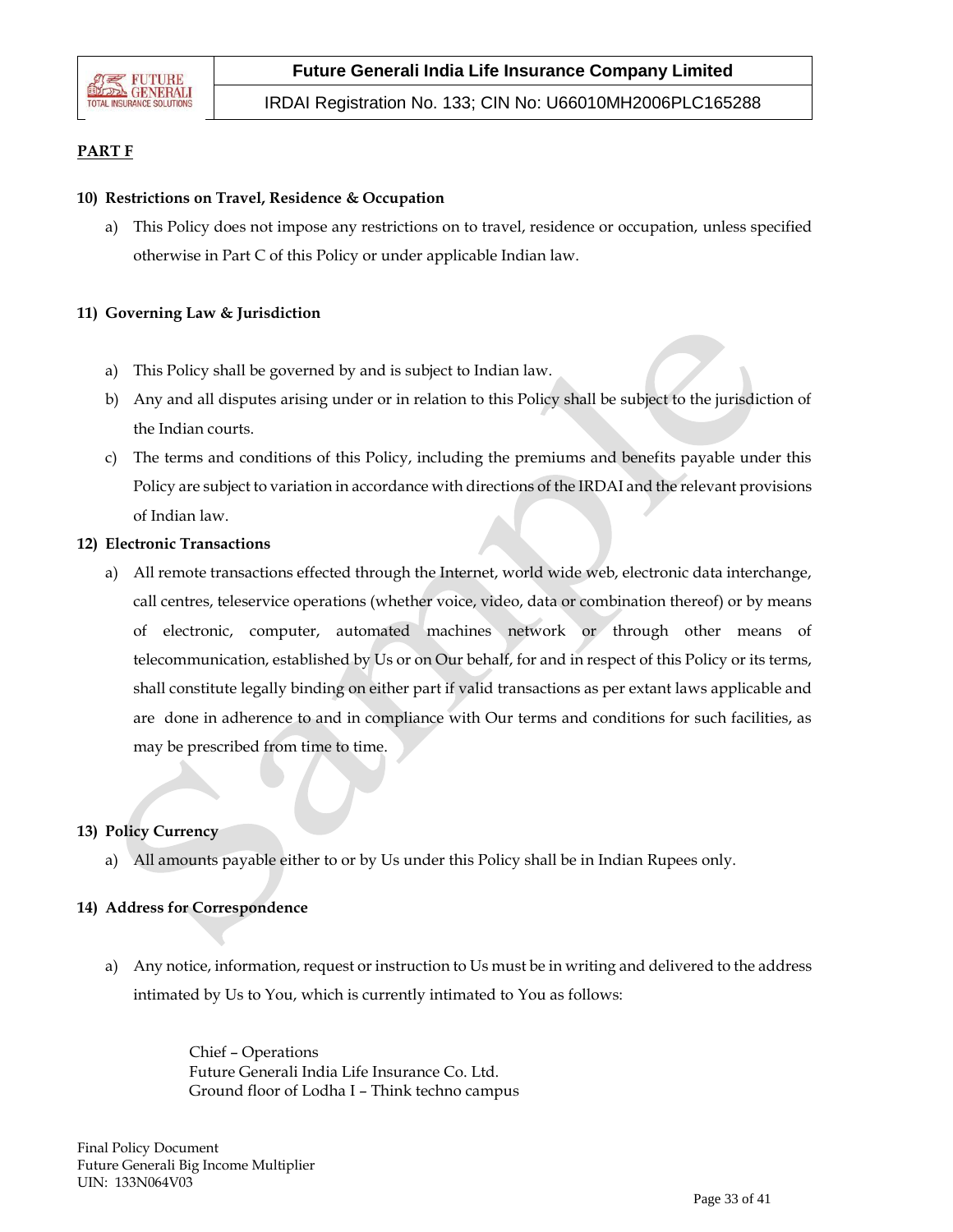**PART F**

**10) Restrictions on Travel, Residence & Occupation**

a) This Policy does not impose any restrictions on to travel, residence or occupation, unless specified otherwise in Part C of this Policy or under applicable Indian law.

**11) Governing Law & Jurisdiction**

a) This Policy shall be governed by and is subject to Indian law.

b) Any and all disputes arising under or in relation to this Policy shall be subject to the jurisdiction of the Indian courts.

c) The terms and conditions of this Policy, including the premiums and benefits payable under this Policy are subject to variation in accordance with directions of the IRDAI and the relevant provisions of Indian law.

**12) Electronic Transactions**

a) All remote transactions effected through the Internet, world wide web, electronic data interchange, call centres, teleservice operations (whether voice, video, data or combination thereof) or by means of electronic, computer, automated machines network or through other means of telecommunication, established by Us or on Our behalf, for and in respect of this Policy or its terms, shall constitute legally binding on either part if valid transactions as per extant laws applicable and are done in adherence to and in compliance with Our terms and conditions for such facilities, as may be prescribed from time to time.

**13) Policy Currency**

a) All amounts payable either to or by Us under this Policy shall be in Indian Rupees only.

**14) Address for Correspondence**

a) Any notice, information, request or instruction to Us must be in writing and delivered to the address intimated by Us to You, which is currently intimated to You as follows:

Chief – Operations
Future Generali India Life Insurance Co. Ltd.
Ground floor of Lodha I – Think techno campus

Final Policy Document
Future Generali Big Income Multiplier
UIN: 133N064V03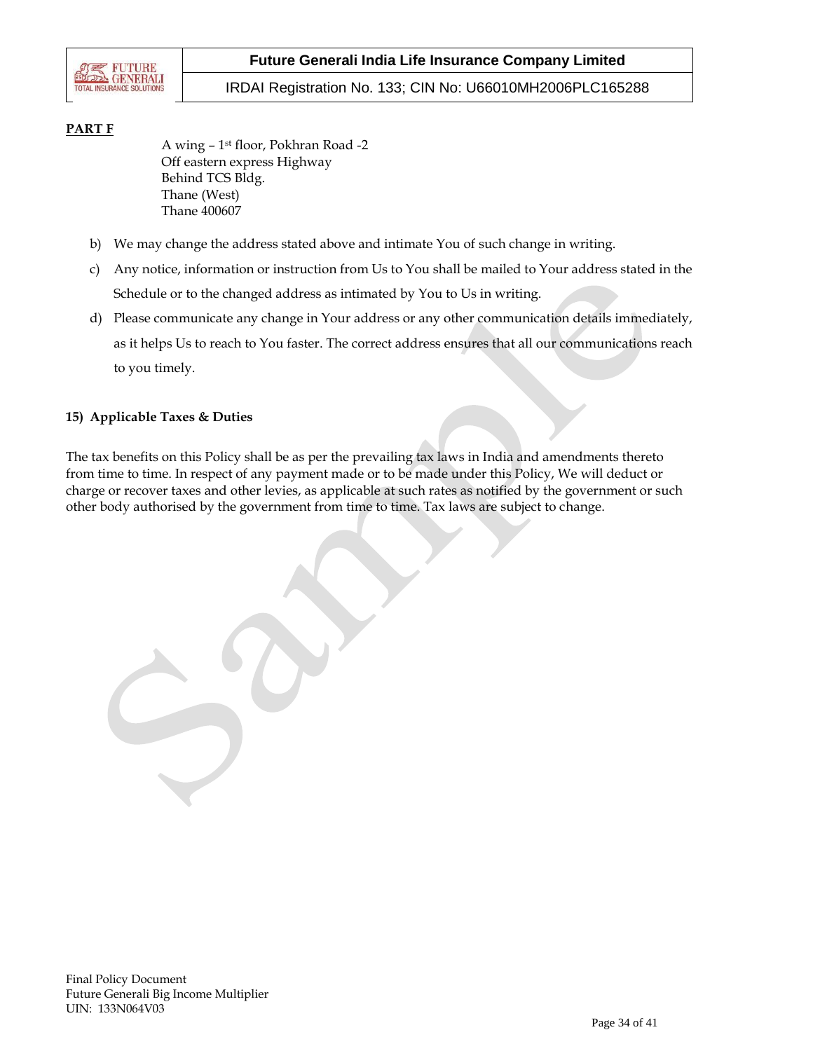**PART F**

A wing – 1st floor, Pokhran Road -2
Off eastern express Highway
Behind TCS Bldg.
Thane (West)
Thane 400607

b) We may change the address stated above and intimate You of such change in writing.

c) Any notice, information or instruction from Us to You shall be mailed to Your address stated in the Schedule or to the changed address as intimated by You to Us in writing.

d) Please communicate any change in Your address or any other communication details immediately, as it helps Us to reach to You faster. The correct address ensures that all our communications reach to you timely.

**15) Applicable Taxes & Duties**

The tax benefits on this Policy shall be as per the prevailing tax laws in India and amendments thereto from time to time. In respect of any payment made or to be made under this Policy, We will deduct or charge or recover taxes and other levies, as applicable at such rates as notified by the government or such other body authorised by the government from time to time. Tax laws are subject to change.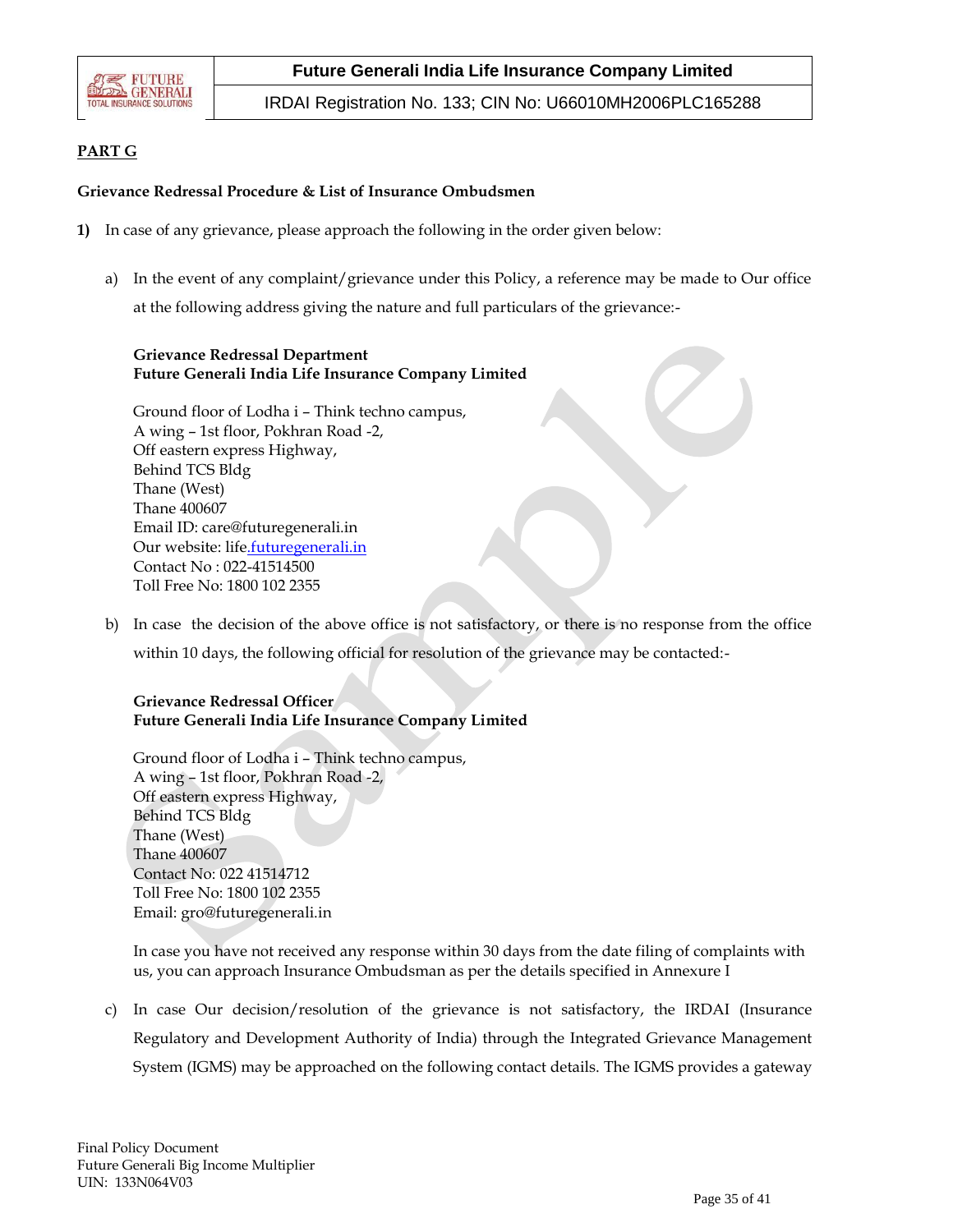**PART G**

**Grievance Redressal Procedure & List of Insurance Ombudsmen**

**1)** In case of any grievance, please approach the following in the order given below:

a) In the event of any complaint/grievance under this Policy, a reference may be made to Our office at the following address giving the nature and full particulars of the grievance:-

**Grievance Redressal Department**
**Future Generali India Life Insurance Company Limited**

Ground floor of Lodha i – Think techno campus,
A wing – 1st floor, Pokhran Road -2,
Off eastern express Highway,
Behind TCS Bldg
Thane (West)
Thane 400607
Email ID: care@futuregenerali.in
Our website: life.futuregenerali.in
Contact No : 022-41514500
Toll Free No: 1800 102 2355

b) In case the decision of the above office is not satisfactory, or there is no response from the office within 10 days, the following official for resolution of the grievance may be contacted:-

**Grievance Redressal Officer**
**Future Generali India Life Insurance Company Limited**

Ground floor of Lodha i – Think techno campus,
A wing – 1st floor, Pokhran Road -2,
Off eastern express Highway,
Behind TCS Bldg
Thane (West)
Thane 400607
Contact No: 022 41514712
Toll Free No: 1800 102 2355
Email: gro@futuregenerali.in

In case you have not received any response within 30 days from the date filing of complaints with us, you can approach Insurance Ombudsman as per the details specified in Annexure I

c) In case Our decision/resolution of the grievance is not satisfactory, the IRDAI (Insurance Regulatory and Development Authority of India) through the Integrated Grievance Management System (IGMS) may be approached on the following contact details. The IGMS provides a gateway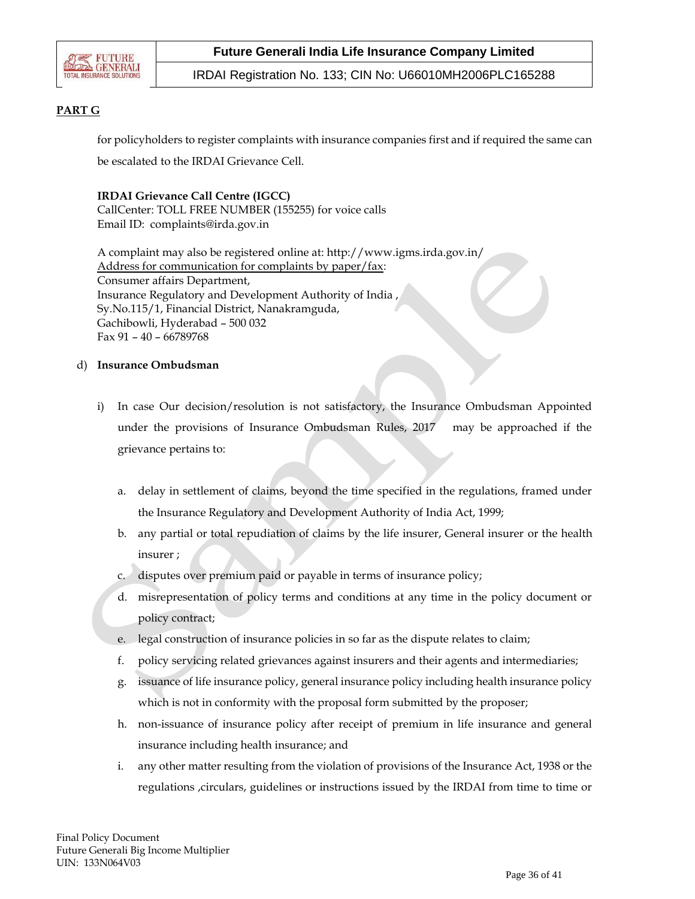**PART G**

for policyholders to register complaints with insurance companies first and if required the same can be escalated to the IRDAI Grievance Cell.

**IRDAI Grievance Call Centre (IGCC)**
CallCenter: TOLL FREE NUMBER (155255) for voice calls
Email ID: complaints@irda.gov.in

A complaint may also be registered online at: http://www.igms.irda.gov.in/
Address for communication for complaints by paper/fax:
Consumer affairs Department,
Insurance Regulatory and Development Authority of India ,
Sy.No.115/1, Financial District, Nanakramguda,
Gachibowli, Hyderabad – 500 032
Fax 91 – 40 – 66789768

d) **Insurance Ombudsman**

i) In case Our decision/resolution is not satisfactory, the Insurance Ombudsman Appointed under the provisions of Insurance Ombudsman Rules, 2017 may be approached if the grievance pertains to:

a. delay in settlement of claims, beyond the time specified in the regulations, framed under the Insurance Regulatory and Development Authority of India Act, 1999;
b. any partial or total repudiation of claims by the life insurer, General insurer or the health insurer ;
c. disputes over premium paid or payable in terms of insurance policy;
d. misrepresentation of policy terms and conditions at any time in the policy document or policy contract;
e. legal construction of insurance policies in so far as the dispute relates to claim;
f. policy servicing related grievances against insurers and their agents and intermediaries;
g. issuance of life insurance policy, general insurance policy including health insurance policy which is not in conformity with the proposal form submitted by the proposer;
h. non-issuance of insurance policy after receipt of premium in life insurance and general insurance including health insurance; and
i. any other matter resulting from the violation of provisions of the Insurance Act, 1938 or the regulations ,circulars, guidelines or instructions issued by the IRDAI from time to time or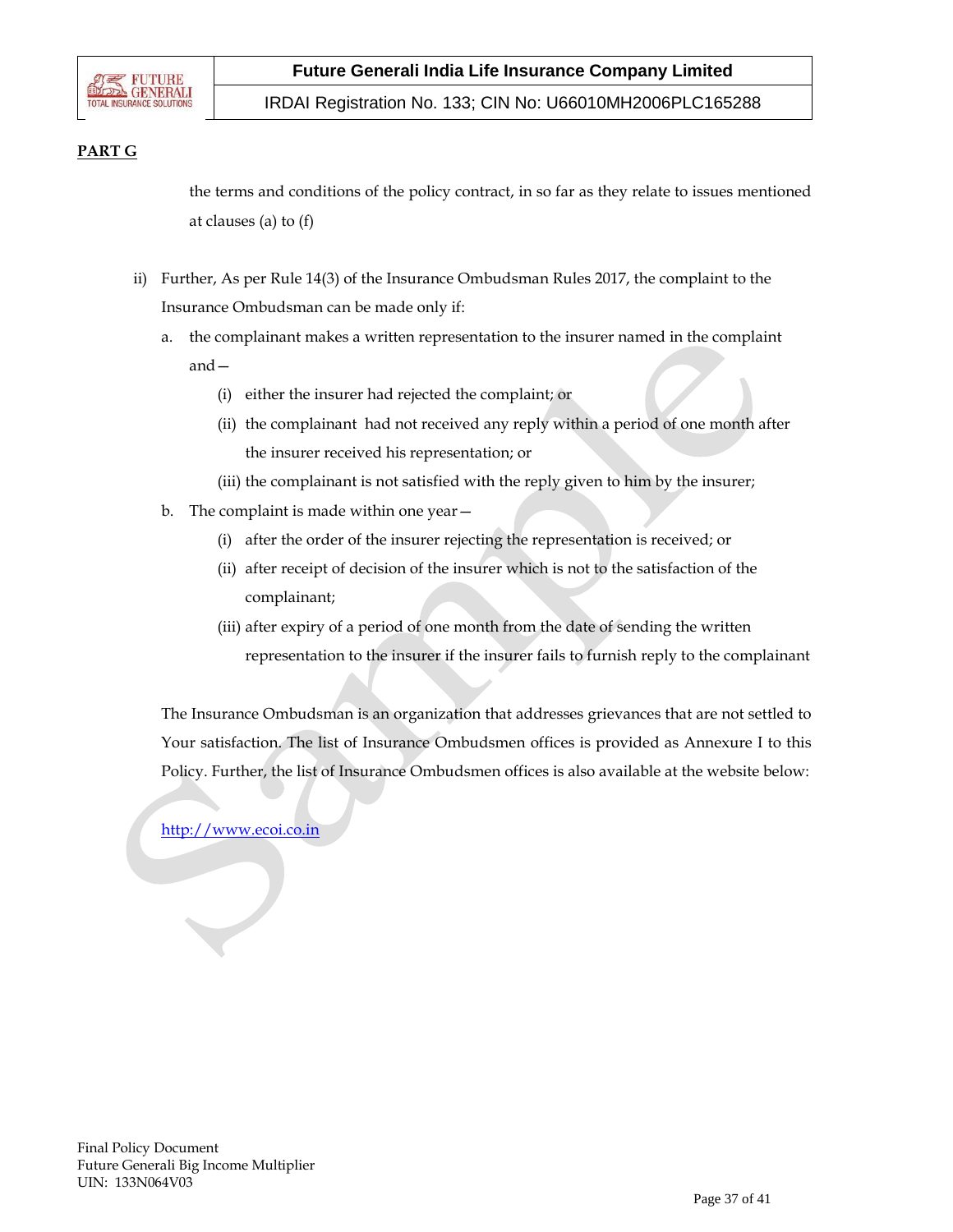**PART G**

the terms and conditions of the policy contract, in so far as they relate to issues mentioned at clauses (a) to (f)

ii) Further, As per Rule 14(3) of the Insurance Ombudsman Rules 2017, the complaint to the Insurance Ombudsman can be made only if:

a. the complainant makes a written representation to the insurer named in the complaint and—
   - (i) either the insurer had rejected the complaint; or
   - (ii) the complainant had not received any reply within a period of one month after the insurer received his representation; or
   - (iii) the complainant is not satisfied with the reply given to him by the insurer;

b. The complaint is made within one year—
   - (i) after the order of the insurer rejecting the representation is received; or
   - (ii) after receipt of decision of the insurer which is not to the satisfaction of the complainant;
   - (iii) after expiry of a period of one month from the date of sending the written representation to the insurer if the insurer fails to furnish reply to the complainant

The Insurance Ombudsman is an organization that addresses grievances that are not settled to Your satisfaction. The list of Insurance Ombudsmen offices is provided as Annexure I to this Policy. Further, the list of Insurance Ombudsmen offices is also available at the website below:

http://www.ecoi.co.in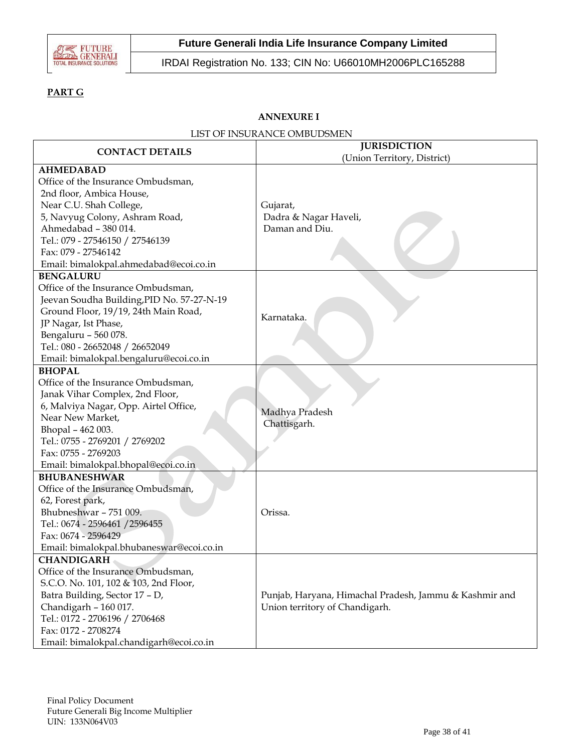**PART G**

**ANNEXURE I**

LIST OF INSURANCE OMBUDSMEN

| CONTACT DETAILS | JURISDICTION (Union Territory, District) |
|---|---|
| **AHMEDABAD**<br>Office of the Insurance Ombudsman,<br>2nd floor, Ambica House,<br>Near C.U. Shah College,<br>5, Navyug Colony, Ashram Road,<br>Ahmedabad – 380 014.<br>Tel.: 079 - 27546150 / 27546139<br>Fax: 079 - 27546142<br>Email: bimalokpal.ahmedabad@ecoi.co.in | Gujarat,<br>Dadra & Nagar Haveli,<br>Daman and Diu. |
| **BENGALURU**<br>Office of the Insurance Ombudsman,<br>Jeevan Soudha Building,PID No. 57-27-N-19<br>Ground Floor, 19/19, 24th Main Road,<br>JP Nagar, Ist Phase,<br>Bengaluru – 560 078.<br>Tel.: 080 - 26652048 / 26652049<br>Email: bimalokpal.bengaluru@ecoi.co.in | Karnataka. |
| **BHOPAL**<br>Office of the Insurance Ombudsman,<br>Janak Vihar Complex, 2nd Floor,<br>6, Malviya Nagar, Opp. Airtel Office,<br>Near New Market,<br>Bhopal – 462 003.<br>Tel.: 0755 - 2769201 / 2769202<br>Fax: 0755 - 2769203<br>Email: bimalokpal.bhopal@ecoi.co.in | Madhya Pradesh<br>Chattisgarh. |
| **BHUBANESHWAR**<br>Office of the Insurance Ombudsman,<br>62, Forest park,<br>Bhubneshwar – 751 009.<br>Tel.: 0674 - 2596461 /2596455<br>Fax: 0674 - 2596429<br>Email: bimalokpal.bhubaneswar@ecoi.co.in | Orissa. |
| **CHANDIGARH**<br>Office of the Insurance Ombudsman,<br>S.C.O. No. 101, 102 & 103, 2nd Floor,<br>Batra Building, Sector 17 – D,<br>Chandigarh – 160 017.<br>Tel.: 0172 - 2706196 / 2706468<br>Fax: 0172 - 2708274<br>Email: bimalokpal.chandigarh@ecoi.co.in | Punjab, Haryana, Himachal Pradesh, Jammu & Kashmir and Union territory of Chandigarh. |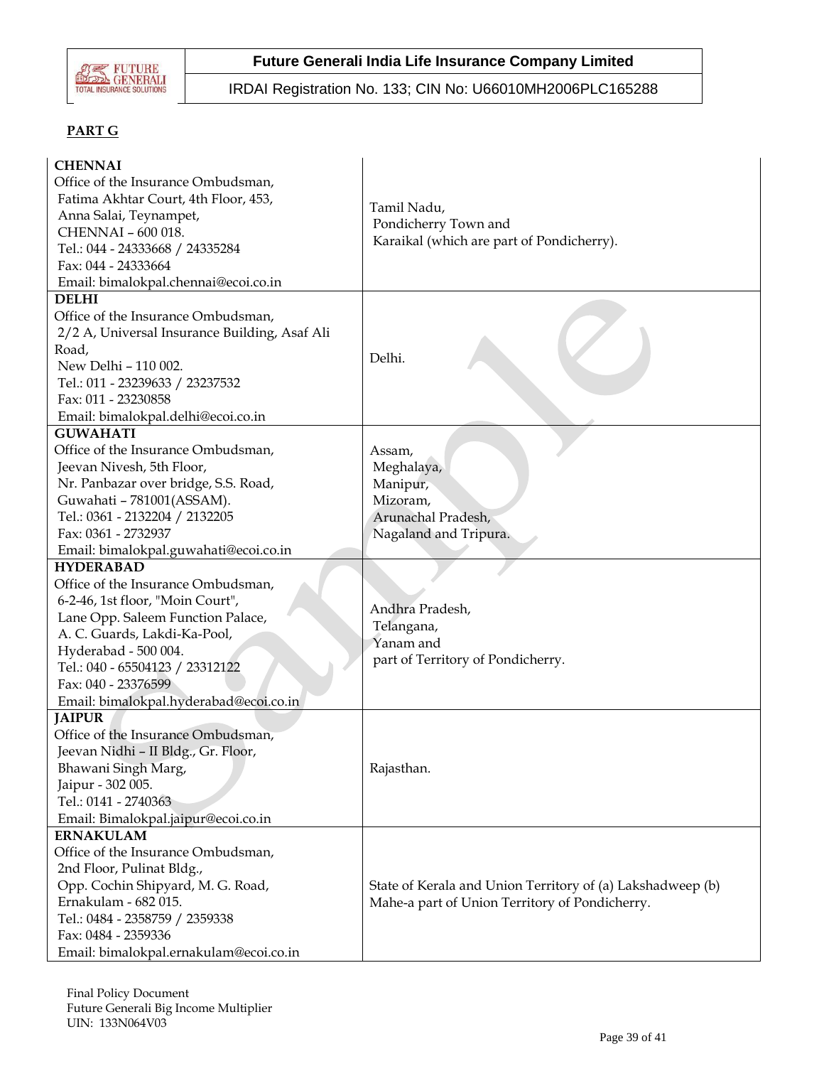**PART G**

| | |
|---|---|
| **CHENNAI**<br>Office of the Insurance Ombudsman,<br>Fatima Akhtar Court, 4th Floor, 453,<br>Anna Salai, Teynampet,<br>CHENNAI – 600 018.<br>Tel.: 044 - 24333668 / 24335284<br>Fax: 044 - 24333664<br>Email: bimalokpal.chennai@ecoi.co.in | Tamil Nadu,<br>Pondicherry Town and<br>Karaikal (which are part of Pondicherry). |
| **DELHI**<br>Office of the Insurance Ombudsman,<br>2/2 A, Universal Insurance Building, Asaf Ali Road,<br>New Delhi – 110 002.<br>Tel.: 011 - 23239633 / 23237532<br>Fax: 011 - 23230858<br>Email: bimalokpal.delhi@ecoi.co.in | Delhi. |
| **GUWAHATI**<br>Office of the Insurance Ombudsman,<br>Jeevan Nivesh, 5th Floor,<br>Nr. Panbazar over bridge, S.S. Road,<br>Guwahati – 781001(ASSAM).<br>Tel.: 0361 - 2132204 / 2132205<br>Fax: 0361 - 2732937<br>Email: bimalokpal.guwahati@ecoi.co.in | Assam,<br>Meghalaya,<br>Manipur,<br>Mizoram,<br>Arunachal Pradesh,<br>Nagaland and Tripura. |
| **HYDERABAD**<br>Office of the Insurance Ombudsman,<br>6-2-46, 1st floor, "Moin Court",<br>Lane Opp. Saleem Function Palace,<br>A. C. Guards, Lakdi-Ka-Pool,<br>Hyderabad - 500 004.<br>Tel.: 040 - 65504123 / 23312122<br>Fax: 040 - 23376599<br>Email: bimalokpal.hyderabad@ecoi.co.in | Andhra Pradesh,<br>Telangana,<br>Yanam and<br>part of Territory of Pondicherry. |
| **JAIPUR**<br>Office of the Insurance Ombudsman,<br>Jeevan Nidhi – II Bldg., Gr. Floor,<br>Bhawani Singh Marg,<br>Jaipur - 302 005.<br>Tel.: 0141 - 2740363<br>Email: Bimalokpal.jaipur@ecoi.co.in | Rajasthan. |
| **ERNAKULAM**<br>Office of the Insurance Ombudsman,<br>2nd Floor, Pulinat Bldg.,<br>Opp. Cochin Shipyard, M. G. Road,<br>Ernakulam - 682 015.<br>Tel.: 0484 - 2358759 / 2359338<br>Fax: 0484 - 2359336<br>Email: bimalokpal.ernakulam@ecoi.co.in | State of Kerala and Union Territory of (a) Lakshadweep (b) Mahe-a part of Union Territory of Pondicherry. |

Final Policy Document
Future Generali Big Income Multiplier
UIN: 133N064V03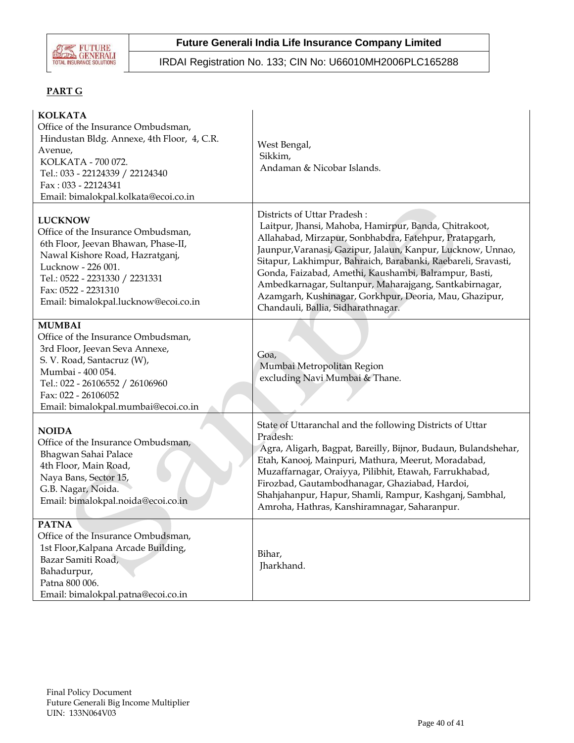**PART G**

| | |
|---|---|
| **KOLKATA**<br>Office of the Insurance Ombudsman,<br>Hindustan Bldg. Annexe, 4th Floor, 4, C.R. Avenue,<br>KOLKATA - 700 072.<br>Tel.: 033 - 22124339 / 22124340<br>Fax : 033 - 22124341<br>Email: bimalokpal.kolkata@ecoi.co.in | West Bengal,<br>Sikkim,<br>Andaman & Nicobar Islands. |
| **LUCKNOW**<br>Office of the Insurance Ombudsman,<br>6th Floor, Jeevan Bhawan, Phase-II,<br>Nawal Kishore Road, Hazratganj,<br>Lucknow - 226 001.<br>Tel.: 0522 - 2231330 / 2231331<br>Fax: 0522 - 2231310<br>Email: bimalokpal.lucknow@ecoi.co.in | Districts of Uttar Pradesh :<br>Laitpur, Jhansi, Mahoba, Hamirpur, Banda, Chitrakoot, Allahabad, Mirzapur, Sonbhabdra, Fatehpur, Pratapgarh, Jaunpur,Varanasi, Gazipur, Jalaun, Kanpur, Lucknow, Unnao, Sitapur, Lakhimpur, Bahraich, Barabanki, Raebareli, Sravasti, Gonda, Faizabad, Amethi, Kaushambi, Balrampur, Basti, Ambedkarnagar, Sultanpur, Maharajgang, Santkabirnagar, Azamgarh, Kushinagar, Gorkhpur, Deoria, Mau, Ghazipur, Chandauli, Ballia, Sidharathnagar. |
| **MUMBAI**<br>Office of the Insurance Ombudsman,<br>3rd Floor, Jeevan Seva Annexe,<br>S. V. Road, Santacruz (W),<br>Mumbai - 400 054.<br>Tel.: 022 - 26106552 / 26106960<br>Fax: 022 - 26106052<br>Email: bimalokpal.mumbai@ecoi.co.in | Goa,<br>Mumbai Metropolitan Region<br>excluding Navi Mumbai & Thane. |
| **NOIDA**<br>Office of the Insurance Ombudsman,<br>Bhagwan Sahai Palace<br>4th Floor, Main Road,<br>Naya Bans, Sector 15,<br>G.B. Nagar, Noida.<br>Email: bimalokpal.noida@ecoi.co.in | State of Uttaranchal and the following Districts of Uttar Pradesh:<br>Agra, Aligarh, Bagpat, Bareilly, Bijnor, Budaun, Bulandshehar, Etah, Kanooj, Mainpuri, Mathura, Meerut, Moradabad, Muzaffarnagar, Oraiyya, Pilibhit, Etawah, Farrukhabad, Firozbad, Gautambodhanagar, Ghaziabad, Hardoi, Shahjahanpur, Hapur, Shamli, Rampur, Kashganj, Sambhal, Amroha, Hathras, Kanshiramnagar, Saharanpur. |
| **PATNA**<br>Office of the Insurance Ombudsman,<br>1st Floor,Kalpana Arcade Building,<br>Bazar Samiti Road,<br>Bahadurpur,<br>Patna 800 006.<br>Email: bimalokpal.patna@ecoi.co.in | Bihar,<br>Jharkhand. |

Final Policy Document
Future Generali Big Income Multiplier
UIN: 133N064V03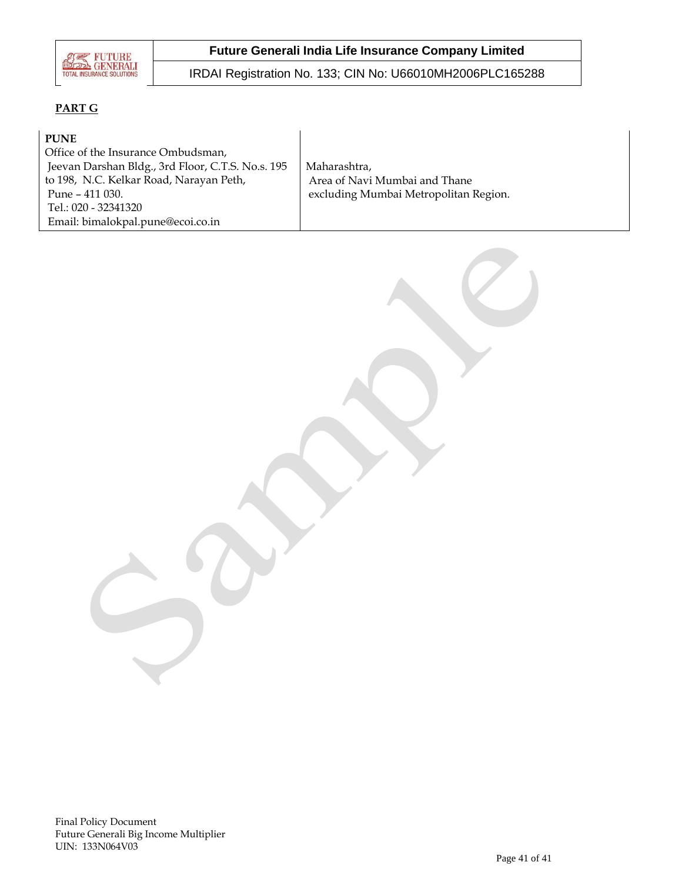**PART G**

| | |
|---|---|
| **PUNE**<br>Office of the Insurance Ombudsman,<br>Jeevan Darshan Bldg., 3rd Floor, C.T.S. No.s. 195 to 198, N.C. Kelkar Road, Narayan Peth,<br>Pune – 411 030.<br>Tel.: 020 - 32341320<br>Email: bimalokpal.pune@ecoi.co.in | Maharashtra,<br>Area of Navi Mumbai and Thane excluding Mumbai Metropolitan Region. |

Final Policy Document
Future Generali Big Income Multiplier
UIN: 133N064V03